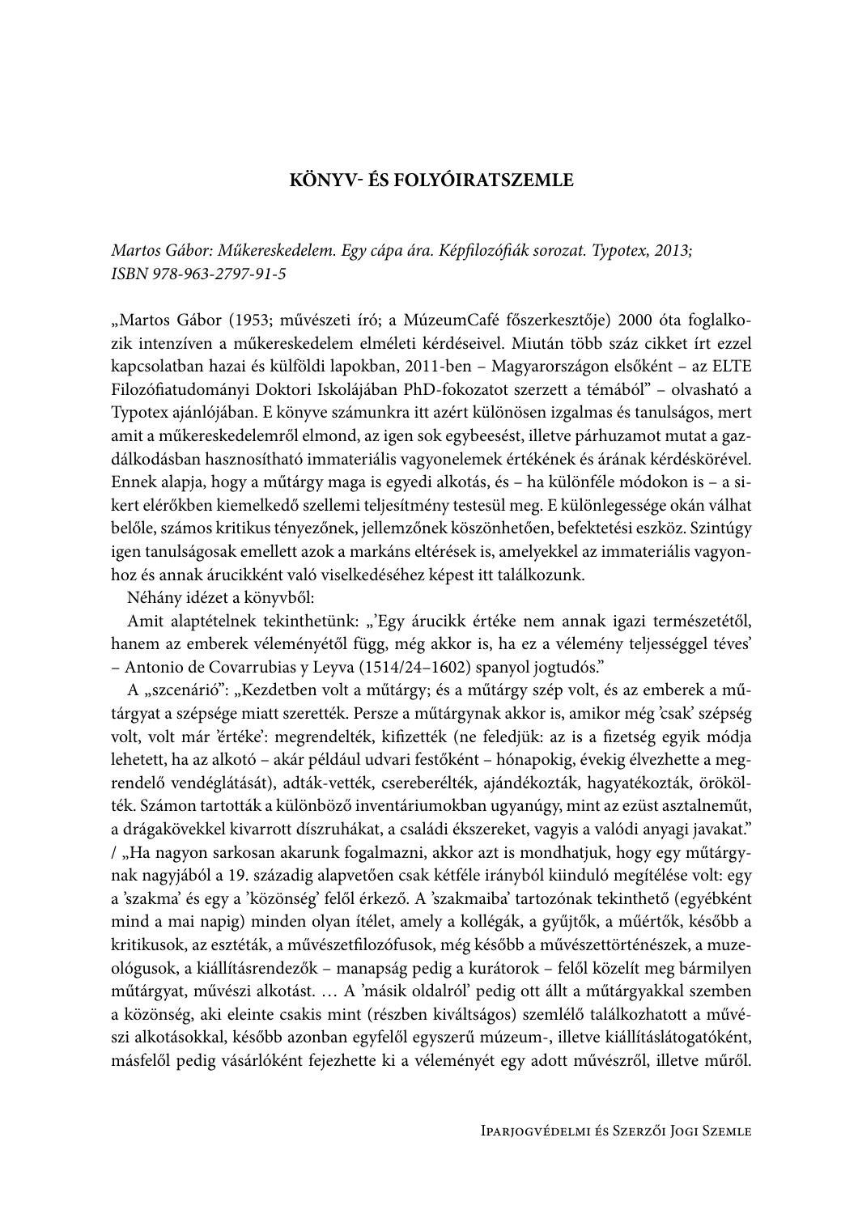## KÖNYV- ÉS FOLYÓIRATSZEMLE

*Martos Gábor: Műkereskedelem. Egy cápa ára. Képfilozófiák sorozat. Typotex, 2013; ISBN 978-963-2797-91-5*

„Martos Gábor (1953; művészeti író; a MúzeumCafé főszerkesztője) 2000 óta foglalkozik intenzíven a műkereskedelem elméleti kérdéseivel. Miután több száz cikket írt ezzel kapcsolatban hazai és külföldi lapokban, 2011-ben – Magyarországon elsőként – az ELTE Filozófiatudományi Doktori Iskolájában PhD-fokozatot szerzett a témából" – olvasható a Typotex ajánlójában. E könyve számunkra itt azért különösen izgalmas és tanulságos, mert amit a műkereskedelemről elmond, az igen sok egybeesést, illetve párhuzamot mutat a gazdálkodásban hasznosítható immateriális vagyonelemek értékének és árának kérdéskörével. Ennek alapja, hogy a műtárgy maga is egyedi alkotás, és – ha különféle módokon is – a sikert elérőkben kiemelkedő szellemi teljesítmény testesül meg. E különlegessége okán válhat belőle, számos kritikus tényezőnek, jellemzőnek köszönhetően, befektetési eszköz. Szintúgy igen tanulságosak emellett azok a markáns eltérések is, amelyekkel az immateriális vagyonhoz és annak árucikkként való viselkedéséhez képest itt találkozunk.

Néhány idézet a könyvből:

Amit alaptételnek tekinthetünk: „'Egy árucikk értéke nem annak igazi természetétől, hanem az emberek véleményétől függ, még akkor is, ha ez a vélemény teljességgel téves' – Antonio de Covarrubias y Leyva (1514/24–1602) spanyol jogtudós."

A „szcenárió": „Kezdetben volt a műtárgy; és a műtárgy szép volt, és az emberek a műtárgyat a szépsége miatt szerették. Persze a műtárgynak akkor is, amikor még 'csak' szépség volt, volt már 'értéke': megrendelték, kifizették (ne feledjük: az is a fizetség egyik módja lehetett, ha az alkotó – akár például udvari festőként – hónapokig, évekig élvezhette a megrendelő vendéglátását), adták-vették, csereberélték, ajándékozták, hagyatékozták, örökölték. Számon tartották a különböző inventáriumokban ugyanúgy, mint az ezüst asztalneműt, a drágakövekkel kivarrott díszruhákat, a családi ékszereket, vagyis a valódi anyagi javakat." / „Ha nagyon sarkosan akarunk fogalmazni, akkor azt is mondhatjuk, hogy egy műtárgynak nagyjából a 19. századig alapvetően csak kétféle irányból kiinduló megítélése volt: egy a 'szakma' és egy a 'közönség' felől érkező. A 'szakmaiba' tartozónak tekinthető (egyébként mind a mai napig) minden olyan ítélet, amely a kollégák, a gyűjtők, a műértők, később a kritikusok, az esztéták, a művészetfilozófusok, még később a művészettörténészek, a muzeológusok, a kiállításrendezők – manapság pedig a kurátorok – felől közelít meg bármilyen műtárgyat, művészi alkotást. … A 'másik oldalról' pedig ott állt a műtárgyakkal szemben a közönség, aki eleinte csakis mint (részben kiváltságos) szemlélő találkozhatott a művészi alkotásokkal, később azonban egyfelől egyszerű múzeum-, illetve kiállításlátogatóként, másfelől pedig vásárlóként fejezhette ki a véleményét egy adott művészről, illetve műről.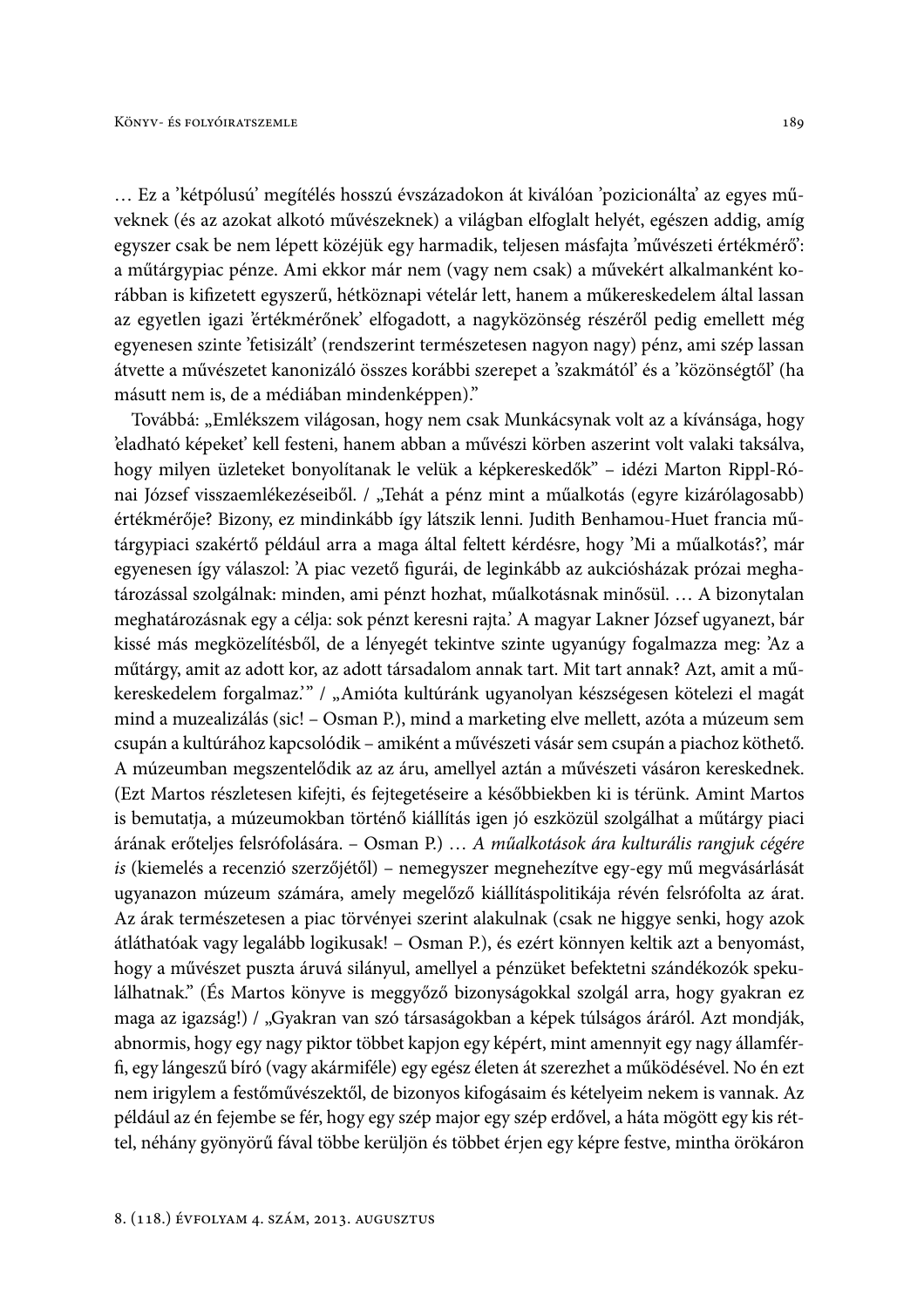… Ez a 'kétpólusú' megítélés hosszú évszázadokon át kiválóan 'pozicionálta' az egyes műveknek (és az azokat alkotó művészeknek) a világban elfoglalt helyét, egészen addig, amíg egyszer csak be nem lépett közéjük egy harmadik, teljesen másfajta 'művészeti értékmérő': a műtárgypiac pénze. Ami ekkor már nem (vagy nem csak) a művekért alkalmanként korábban is kifizetett egyszerű, hétköznapi vételár lett, hanem a műkereskedelem által lassan az egyetlen igazi 'értékmérőnek' elfogadott, a nagyközönség részéről pedig emellett még egyenesen szinte 'fetisizált' (rendszerint természetesen nagyon nagy) pénz, ami szép lassan átvette a művészetet kanonizáló összes korábbi szerepet a 'szakmától' és a 'közönségtől' (ha másutt nem is, de a médiában mindenképpen)."

Továbbá: „Emlékszem világosan, hogy nem csak Munkácsynak volt az a kívánsága, hogy 'eladható képeket' kell festeni, hanem abban a művészi körben aszerint volt valaki taksálva, hogy milyen üzleteket bonyolítanak le velük a képkereskedők" – idézi Marton Rippl-Rónai József visszaemlékezéseiből. / „Tehát a pénz mint a műalkotás (egyre kizárólagosabb) értékmérője? Bizony, ez mindinkább így látszik lenni. Judith Benhamou-Huet francia műtárgypiaci szakértő például arra a maga által feltett kérdésre, hogy 'Mi a műalkotás?', már egyenesen így válaszol: 'A piac vezető figurái, de leginkább az aukciósházak prózai meghatározással szolgálnak: minden, ami pénzt hozhat, műalkotásnak minősül. … A bizonytalan meghatározásnak egy a célja: sok pénzt keresni rajta.' A magyar Lakner József ugyanezt, bár kissé más megközelítésből, de a lényegét tekintve szinte ugyanúgy fogalmazza meg: 'Az a műtárgy, amit az adott kor, az adott társadalom annak tart. Mit tart annak? Azt, amit a műkereskedelem forgalmaz.'" / „Amióta kultúránk ugyanolyan készségesen kötelezi el magát mind a muzealizálás (sic! – Osman P.), mind a marketing elve mellett, azóta a múzeum sem csupán a kultúrához kapcsolódik – amiként a művészeti vásár sem csupán a piachoz köthető. A múzeumban megszentelődik az az áru, amellyel aztán a művészeti vásáron kereskednek. (Ezt Martos részletesen kifejti, és fejtegetéseire a későbbiekben ki is térünk. Amint Martos is bemutatja, a múzeumokban történő kiállítás igen jó eszközül szolgálhat a műtárgy piaci árának erőteljes felsrófolására. – Osman P.) … *A műalkotások ára kulturális rangjuk cégére is* (kiemelés a recenzió szerzőjétől) – nemegyszer megnehezítve egy-egy mű megvásárlását ugyanazon múzeum számára, amely megelőző kiállításpolitikája révén felsrófolta az árat. Az árak természetesen a piac törvényei szerint alakulnak (csak ne higgye senki, hogy azok átláthatóak vagy legalább logikusak! – Osman P.), és ezért könnyen keltik azt a benyomást, hogy a művészet puszta áruvá silányul, amellyel a pénzüket befektetni szándékozók spekulálhatnak." (És Martos könyve is meggyőző bizonyságokkal szolgál arra, hogy gyakran ez maga az igazság!) / „Gyakran van szó társaságokban a képek túlságos áráról. Azt mondják, abnormis, hogy egy nagy piktor többet kapjon egy képért, mint amennyit egy nagy államférfi, egy lángeszű bíró (vagy akármiféle) egy egész életen át szerezhet a működésével. No én ezt nem irigylem a festőművészektől, de bizonyos kifogásaim és kételyeim nekem is vannak. Az például az én fejembe se fér, hogy egy szép major egy szép erdővel, a háta mögött egy kis réttel, néhány gyönyörű fával többe kerüljön és többet érjen egy képre festve, mintha örökáron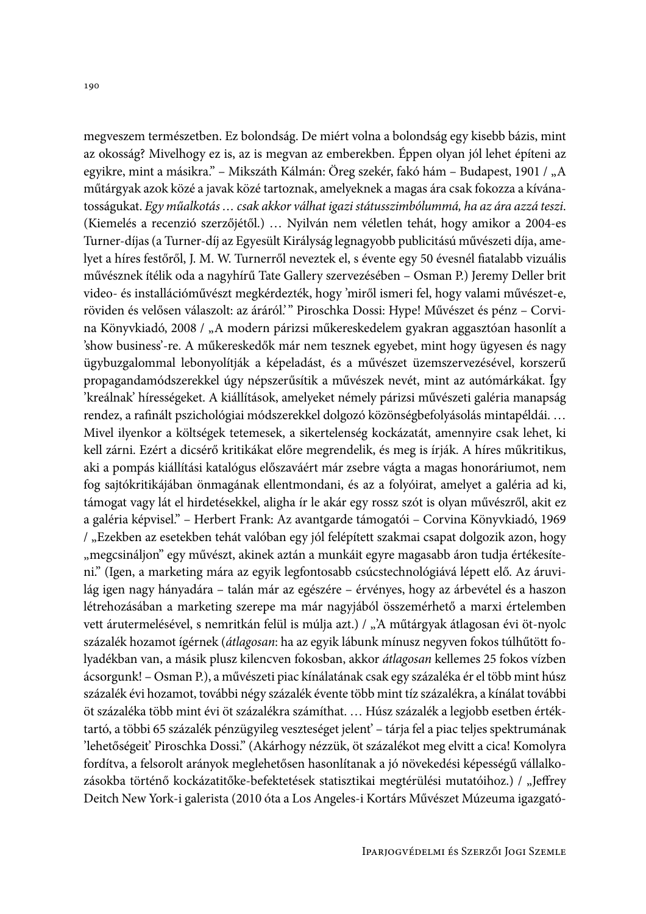megveszem természetben. Ez bolondság. De miért volna a bolondság egy kisebb bázis, mint az okosság? Mivelhogy ez is, az is megvan az emberekben. Éppen olyan jól lehet építeni az egyikre, mint a másikra." – Mikszáth Kálmán: Öreg szekér, fakó hám – Budapest, 1901 / „A műtárgyak azok közé a javak közé tartoznak, amelyeknek a magas ára csak fokozza a kívánatosságukat. *Egy műalkotás … csak akkor válhat igazi státusszimbólummá, ha az ára azzá teszi*. (Kiemelés a recenzió szerzőjétől.) … Nyilván nem véletlen tehát, hogy amikor a 2004-es Turner-díjas (a Turner-díj az Egyesült Királyság legnagyobb publicitású művészeti díja, amelyet a híres festőről, J. M. W. Turnerről neveztek el, s évente egy 50 évesnél fiatalabb vizuális művésznek ítélik oda a nagyhírű Tate Gallery szervezésében – Osman P.) Jeremy Deller brit video- és installációművészt megkérdezték, hogy 'miről ismeri fel, hogy valami művészet-e, röviden és velősen válaszolt: az áráról.' " Piroschka Dossi: Hype! Művészet és pénz – Corvina Könyvkiadó, 2008 / „A modern párizsi műkereskedelem gyakran aggasztóan hasonlít a 'show business'-re. A műkereskedők már nem tesznek egyebet, mint hogy ügyesen és nagy ügybuzgalommal lebonyolítják a képeladást, és a művészet üzemszervezésével, korszerű propagandamódszerekkel úgy népszerűsítik a művészek nevét, mint az autómárkákat. Így 'kreálnak' hírességeket. A kiállítások, amelyeket némely párizsi művészeti galéria manapság rendez, a rafinált pszichológiai módszerekkel dolgozó közönségbefolyásolás mintapéldái. … Mivel ilyenkor a költségek tetemesek, a sikertelenség kockázatát, amennyire csak lehet, ki kell zárni. Ezért a dicsérő kritikákat előre megrendelik, és meg is írják. A híres műkritikus, aki a pompás kiállítási katalógus előszaváért már zsebre vágta a magas honoráriumot, nem fog sajtókritikájában önmagának ellentmondani, és az a folyóirat, amelyet a galéria ad ki, támogat vagy lát el hirdetésekkel, aligha ír le akár egy rossz szót is olyan művészről, akit ez a galéria képvisel." – Herbert Frank: Az avantgarde támogatói – Corvina Könyvkiadó, 1969 / „Ezekben az esetekben tehát valóban egy jól felépített szakmai csapat dolgozik azon, hogy „megcsináljon" egy művészt, akinek aztán a munkáit egyre magasabb áron tudja értékesíteni." (Igen, a marketing mára az egyik legfontosabb csúcstechnológiává lépett elő. Az áruvilág igen nagy hányadára – talán már az egészére – érvényes, hogy az árbevétel és a haszon létrehozásában a marketing szerepe ma már nagyjából összemérhető a marxi értelemben vett árutermelésével, s nemritkán felül is múlja azt.) / „'A műtárgyak átlagosan évi öt-nyolc százalék hozamot ígérnek (*átlagosan*: ha az egyik lábunk mínusz negyven fokos túlhűtött folyadékban van, a másik plusz kilencven fokosban, akkor *átlagosan* kellemes 25 fokos vízben ácsorgunk! – Osman P.), a művészeti piac kínálatának csak egy százaléka ér el több mint húsz százalék évi hozamot, további négy százalék évente több mint tíz százalékra, a kínálat további öt százaléka több mint évi öt százalékra számíthat. … Húsz százalék a legjobb esetben értéktartó, a többi 65 százalék pénzügyileg veszteséget jelent' – tárja fel a piac teljes spektrumának 'lehetőségeit' Piroschka Dossi." (Akárhogy nézzük, öt százalékot meg elvitt a cica! Komolyra fordítva, a felsorolt arányok meglehetősen hasonlítanak a jó növekedési képességű vállalkozásokba történő kockázatitőke-befektetések statisztikai megtérülési mutatóihoz.) / „Jeffrey Deitch New York-i galerista (2010 óta a Los Angeles-i Kortárs Művészet Múzeuma igazgató-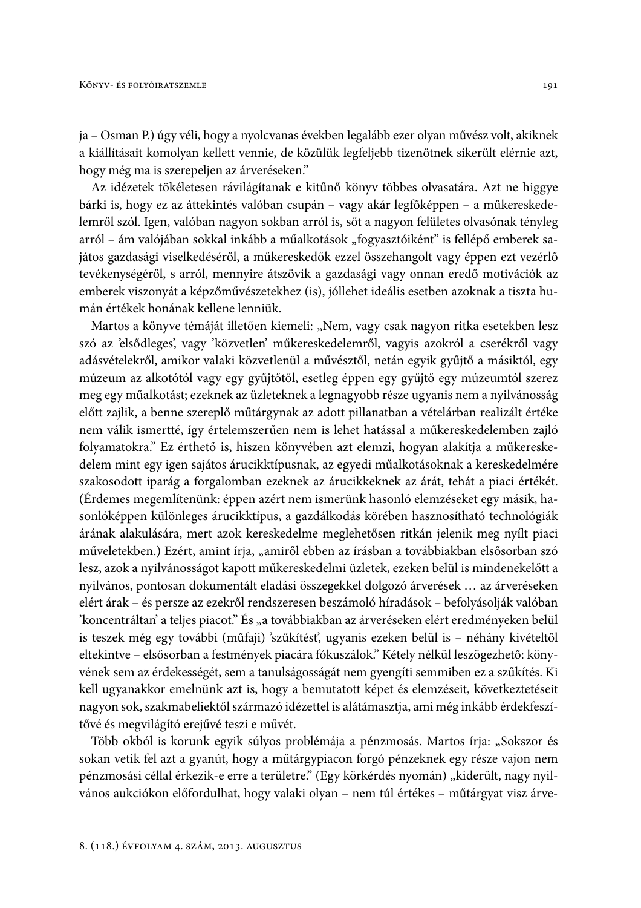ja – Osman P.) úgy véli, hogy a nyolcvanas években legalább ezer olyan művész volt, akiknek a kiállításait komolyan kellett vennie, de közülük legfeljebb tizenötnek sikerült elérnie azt, hogy még ma is szerepeljen az árveréseken."

Az idézetek tökéletesen rávilágítanak e kitűnő könyv többes olvasatára. Azt ne higgye bárki is, hogy ez az áttekintés valóban csupán – vagy akár legfőképpen – a műkereskedelemről szól. Igen, valóban nagyon sokban arról is, sőt a nagyon felületes olvasónak tényleg arról – ám valójában sokkal inkább a műalkotások „fogyasztóiként" is fellépő emberek sajátos gazdasági viselkedéséről, a műkereskedők ezzel összehangolt vagy éppen ezt vezérlő tevékenységéről, s arról, mennyire átszövik a gazdasági vagy onnan eredő motivációk az emberek viszonyát a képzőművészetekhez (is), jóllehet ideális esetben azoknak a tiszta humán értékek honának kellene lenniük.

Martos a könyve témáját illetően kiemeli: „Nem, vagy csak nagyon ritka esetekben lesz szó az 'elsődleges', vagy 'közvetlen' műkereskedelemről, vagyis azokról a cserékről vagy adásvételekről, amikor valaki közvetlenül a művésztől, netán egyik gyűjtő a másiktól, egy múzeum az alkotótól vagy egy gyűjtőtől, esetleg éppen egy gyűjtő egy múzeumtól szerez meg egy műalkotást; ezeknek az üzleteknek a legnagyobb része ugyanis nem a nyilvánosság előtt zajlik, a benne szereplő műtárgynak az adott pillanatban a vételárban realizált értéke nem válik ismertté, így értelemszerűen nem is lehet hatással a műkereskedelemben zajló folyamatokra." Ez érthető is, hiszen könyvében azt elemzi, hogyan alakítja a műkereskedelem mint egy igen sajátos árucikktípusnak, az egyedi műalkotásoknak a kereskedelmére szakosodott iparág a forgalomban ezeknek az árucikkeknek az árát, tehát a piaci értékét. (Érdemes megemlítenünk: éppen azért nem ismerünk hasonló elemzéseket egy másik, hasonlóképpen különleges árucikktípus, a gazdálkodás körében hasznosítható technológiák árának alakulására, mert azok kereskedelme meglehetősen ritkán jelenik meg nyílt piaci műveletekben.) Ezért, amint írja, „amiről ebben az írásban a továbbiakban elsősorban szó lesz, azok a nyilvánosságot kapott műkereskedelmi üzletek, ezeken belül is mindenekelőtt a nyilvános, pontosan dokumentált eladási összegekkel dolgozó árverések … az árveréseken elért árak – és persze az ezekről rendszeresen beszámoló híradások – befolyásolják valóban 'koncentráltan' a teljes piacot." És „a továbbiakban az árveréseken elért eredményeken belül is teszek még egy további (műfaji) 'szűkítést', ugyanis ezeken belül is – néhány kivételtől eltekintve – elsősorban a festmények piacára fókuszálok." Kétely nélkül leszögezhető: könyvének sem az érdekességét, sem a tanulságosságát nem gyengíti semmiben ez a szűkítés. Ki kell ugyanakkor emelnünk azt is, hogy a bemutatott képet és elemzéseit, következtetéseit nagyon sok, szakmabeliektől származó idézettel is alátámasztja, ami még inkább érdekfeszítővé és megvilágító erejűvé teszi e művét.

Több okból is korunk egyik súlyos problémája a pénzmosás. Martos írja: „Sokszor és sokan vetik fel azt a gyanút, hogy a műtárgypiacon forgó pénzeknek egy része vajon nem pénzmosási céllal érkezik-e erre a területre." (Egy körkérdés nyomán) „kiderült, nagy nyilvános aukciókon előfordulhat, hogy valaki olyan – nem túl értékes – műtárgyat visz árve-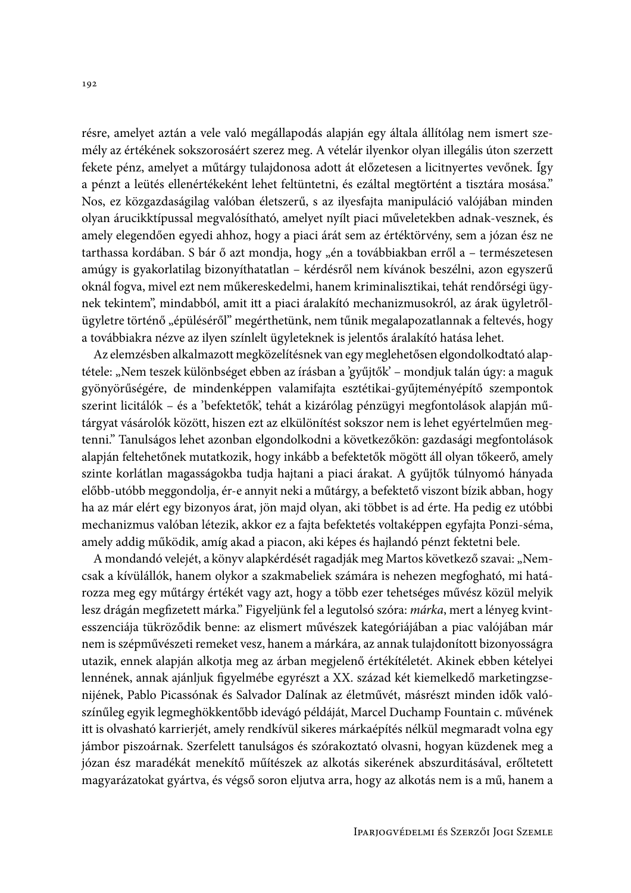résre, amelyet aztán a vele való megállapodás alapján egy általa állítólag nem ismert személy az értékének sokszorosáért szerez meg. A vételár ilyenkor olyan illegális úton szerzett fekete pénz, amelyet a műtárgy tulajdonosa adott át előzetesen a licitnyertes vevőnek. Így a pénzt a leütés ellenértékeként lehet feltüntetni, és ezáltal megtörtént a tisztára mosása." Nos, ez közgazdaságilag valóban életszerű, s az ilyesfajta manipuláció valójában minden olyan árucikktípussal megvalósítható, amelyet nyílt piaci műveletekben adnak-vesznek, és amely elegendően egyedi ahhoz, hogy a piaci árát sem az értéktörvény, sem a józan ész ne tarthassa kordában. S bár ő azt mondja, hogy „én a továbbiakban erről a – természetesen amúgy is gyakorlatilag bizonyíthatatlan – kérdésről nem kívánok beszélni, azon egyszerű oknál fogva, mivel ezt nem műkereskedelmi, hanem kriminalisztikai, tehát rendőrségi ügynek tekintem", mindabból, amit itt a piaci áralakító mechanizmusokról, az árak ügyletrőlügyletre történő „épüléséről" megérthetünk, nem tűnik megalapozatlannak a feltevés, hogy a továbbiakra nézve az ilyen színlelt ügyleteknek is jelentős áralakító hatása lehet.

Az elemzésben alkalmazott megközelítésnek van egy meglehetősen elgondolkodtató alaptétele: „Nem teszek különbséget ebben az írásban a 'gyűjtők' – mondjuk talán úgy: a maguk gyönyörűségére, de mindenképpen valamifajta esztétikai-gyűjteményépítő szempontok szerint licitálók – és a 'befektetők', tehát a kizárólag pénzügyi megfontolások alapján műtárgyat vásárolók között, hiszen ezt az elkülönítést sokszor nem is lehet egyértelműen megtenni." Tanulságos lehet azonban elgondolkodni a következőkön: gazdasági megfontolások alapján feltehetőnek mutatkozik, hogy inkább a befektetők mögött áll olyan tőkeerő, amely szinte korlátlan magasságokba tudja hajtani a piaci árakat. A gyűjtők túlnyomó hányada előbb-utóbb meggondolja, ér-e annyit neki a műtárgy, a befektető viszont bízik abban, hogy ha az már elért egy bizonyos árat, jön majd olyan, aki többet is ad érte. Ha pedig ez utóbbi mechanizmus valóban létezik, akkor ez a fajta befektetés voltaképpen egyfajta Ponzi-séma, amely addig működik, amíg akad a piacon, aki képes és hajlandó pénzt fektetni bele.

A mondandó velejét, a könyv alapkérdését ragadják meg Martos következő szavai: „Nemcsak a kívülállók, hanem olykor a szakmabeliek számára is nehezen megfogható, mi határozza meg egy műtárgy értékét vagy azt, hogy a több ezer tehetséges művész közül melyik lesz drágán megfizetett márka." Figyeljünk fel a legutolsó szóra: *márka*, mert a lényeg kvintesszenciája tükröződik benne: az elismert művészek kategóriájában a piac valójában már nem is szépművészeti remeket vesz, hanem a márkára, az annak tulajdonított bizonyosságra utazik, ennek alapján alkotja meg az árban megjelenő értékítéletét. Akinek ebben kételyei lennének, annak ajánljuk figyelmébe egyrészt a XX. század két kiemelkedő marketingzsenijének, Pablo Picassónak és Salvador Dalínak az életművét, másrészt minden idők valószínűleg egyik legmeghökkentőbb idevágó példáját, Marcel Duchamp Fountain c. művének itt is olvasható karrierjét, amely rendkívül sikeres márkaépítés nélkül megmaradt volna egy jámbor piszoárnak. Szerfelett tanulságos és szórakoztató olvasni, hogyan küzdenek meg a józan ész maradékát menekítő műítészek az alkotás sikerének abszurditásával, erőltetett magyarázatokat gyártva, és végső soron eljutva arra, hogy az alkotás nem is a mű, hanem a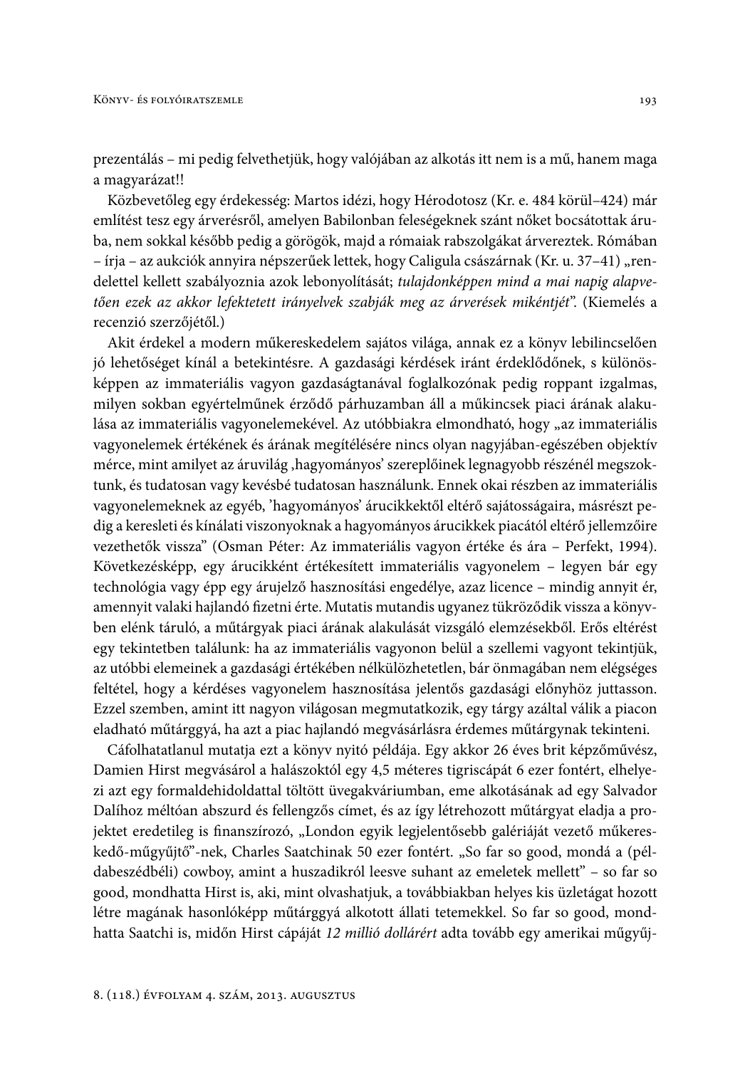prezentálás – mi pedig felvethetjük, hogy valójában az alkotás itt nem is a mű, hanem maga a magyarázat!!

Közbevetőleg egy érdekesség: Martos idézi, hogy Hérodotosz (Kr. e. 484 körül–424) már említést tesz egy árverésről, amelyen Babilonban feleségeknek szánt nőket bocsátottak áruba, nem sokkal később pedig a görögök, majd a rómaiak rabszolgákat árvereztek. Rómában – írja – az aukciók annyira népszerűek lettek, hogy Caligula császárnak (Kr. u. 37–41) „rendelettel kellett szabályoznia azok lebonyolítását; *tulajdonképpen mind a mai napig alapvetően ezek az akkor lefektetett irányelvek szabják meg az árverések mikéntjét*". (Kiemelés a recenzió szerzőjétől.)

Akit érdekel a modern műkereskedelem sajátos világa, annak ez a könyv lebilincselően jó lehetőséget kínál a betekintésre. A gazdasági kérdések iránt érdeklődőnek, s különösképpen az immateriális vagyon gazdaságtanával foglalkozónak pedig roppant izgalmas, milyen sokban egyértelműnek érződő párhuzamban áll a műkincsek piaci árának alakulása az immateriális vagyonelemekével. Az utóbbiakra elmondható, hogy „az immateriális vagyonelemek értékének és árának megítélésére nincs olyan nagyjában-egészében objektív mérce, mint amilyet az áruvilág ‚hagyományos' szereplőinek legnagyobb részénél megszoktunk, és tudatosan vagy kevésbé tudatosan használunk. Ennek okai részben az immateriális vagyonelemeknek az egyéb, 'hagyományos' árucikkektől eltérő sajátosságaira, másrészt pedig a keresleti és kínálati viszonyoknak a hagyományos árucikkek piacától eltérő jellemzőire vezethetők vissza" (Osman Péter: Az immateriális vagyon értéke és ára – Perfekt, 1994). Következésképp, egy árucikként értékesített immateriális vagyonelem – legyen bár egy technológia vagy épp egy árujelző hasznosítási engedélye, azaz licence – mindig annyit ér, amennyit valaki hajlandó fizetni érte. Mutatis mutandis ugyanez tükröződik vissza a könyvben elénk táruló, a műtárgyak piaci árának alakulását vizsgáló elemzésekből. Erős eltérést egy tekintetben találunk: ha az immateriális vagyonon belül a szellemi vagyont tekintjük, az utóbbi elemeinek a gazdasági értékében nélkülözhetetlen, bár önmagában nem elégséges feltétel, hogy a kérdéses vagyonelem hasznosítása jelentős gazdasági előnyhöz juttasson. Ezzel szemben, amint itt nagyon világosan megmutatkozik, egy tárgy azáltal válik a piacon eladható műtárggyá, ha azt a piac hajlandó megvásárlásra érdemes műtárgynak tekinteni.

Cáfolhatatlanul mutatja ezt a könyv nyitó példája. Egy akkor 26 éves brit képzőművész, Damien Hirst megvásárol a halászoktól egy 4,5 méteres tigriscápát 6 ezer fontért, elhelyezi azt egy formaldehidoldattal töltött üvegakváriumban, eme alkotásának ad egy Salvador Dalíhoz méltóan abszurd és fellengzős címet, és az így létrehozott műtárgyat eladja a projektet eredetileg is finanszírozó, „London egyik legjelentősebb galériáját vezető műkereskedő-műgyűjtő"-nek, Charles Saatchinak 50 ezer fontért. „So far so good, mondá a (példabeszédbéli) cowboy, amint a huszadikról leesve suhant az emeletek mellett" – so far so good, mondhatta Hirst is, aki, mint olvashatjuk, a továbbiakban helyes kis üzletágat hozott létre magának hasonlóképp műtárggyá alkotott állati tetemekkel. So far so good, mondhatta Saatchi is, midőn Hirst cápáját *12 millió dollárért* adta tovább egy amerikai műgyűj-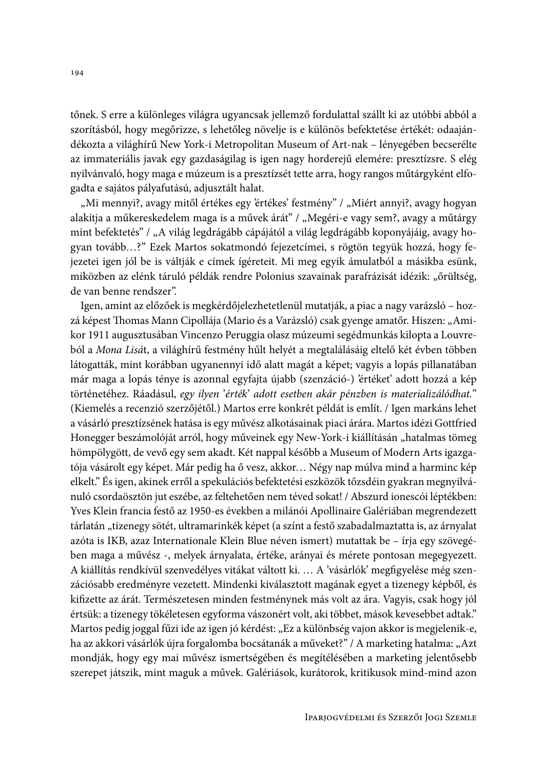tőnek. S erre a különleges világra ugyancsak jellemző fordulattal szállt ki az utóbbi abból a szorításból, hogy megőrizze, s lehetőleg növelje is e különös befektetése értékét: odaajándékozta a világhírű New York-i Metropolitan Museum of Art-nak – lényegében becserélte az immateriális javak egy gazdaságilag is igen nagy horderejű elemére: presztízsre. S elég nyilvánvaló, hogy maga e múzeum is a presztízsét tette arra, hogy rangos műtárgyként elfogadta e sajátos pályafutású, adjusztált halat.

„Mi mennyi?, avagy mitől értékes egy 'értékes' festmény" / „Miért annyi?, avagy hogyan alakítja a műkereskedelem maga is a művek árát" / „Megéri-e vagy sem?, avagy a műtárgy mint befektetés" / „A világ legdrágább cápájától a világ legdrágább koponyájáig, avagy hogyan tovább…?" Ezek Martos sokatmondó fejezetcímei, s rögtön tegyük hozzá, hogy fejezetei igen jól be is váltják e címek ígéreteit. Mi meg egyik ámulatból a másikba esünk, miközben az elénk táruló példák rendre Polonius szavainak parafrázisát idézik: „őrültség, de van benne rendszer".

Igen, amint az előzőek is megkérdőjelezhetetlenül mutatják, a piac a nagy varázsló – hozzá képest Thomas Mann Cipollája (Mario és a Varázsló) csak gyenge amatőr. Hiszen: „Amikor 1911 augusztusában Vincenzo Peruggia olasz múzeumi segédmunkás kilopta a Louvreból a *Mona Lisá*t, a világhírű festmény hűlt helyét a megtalálásáig eltelő két évben többen látogatták, mint korábban ugyanennyi idő alatt magát a képet; vagyis a lopás pillanatában már maga a lopás ténye is azonnal egyfajta újabb (szenzáció-) 'értéket' adott hozzá a kép történetéhez. Ráadásul, *egy ilyen 'érték' adott esetben akár pénzben is materializálódhat.*" (Kiemelés a recenzió szerzőjétől.) Martos erre konkrét példát is említ. / Igen markáns lehet a vásárló presztízsének hatása is egy művész alkotásainak piaci árára. Martos idézi Gottfried Honegger beszámolóját arról, hogy műveinek egy New-York-i kiállításán „hatalmas tömeg hömpölygött, de vevő egy sem akadt. Két nappal később a Museum of Modern Arts igazgatója vásárolt egy képet. Már pedig ha ő vesz, akkor… Négy nap múlva mind a harminc kép elkelt." És igen, akinek erről a spekulációs befektetési eszközök tőzsdéin gyakran megnyilvánuló csordaösztön jut eszébe, az feltehetően nem téved sokat! / Abszurd ionescói léptékben: Yves Klein francia festő az 1950-es években a milánói Apollinaire Galériában megrendezett tárlatán „tizenegy sötét, ultramarinkék képet (a színt a festő szabadalmaztatta is, az árnyalat azóta is IKB, azaz Internationale Klein Blue néven ismert) mutattak be – írja egy szövegében maga a művész -, melyek árnyalata, értéke, arányai és mérete pontosan megegyezett. A kiállítás rendkívül szenvedélyes vitákat váltott ki. … A 'vásárlók' megfigyelése még szenzációsabb eredményre vezetett. Mindenki kiválasztott magának egyet a tizenegy képből, és kifizette az árát. Természetesen minden festménynek más volt az ára. Vagyis, csak hogy jól értsük: a tizenegy tökéletesen egyforma vászonért volt, aki többet, mások kevesebbet adtak." Martos pedig joggal fűzi ide az igen jó kérdést: „Ez a különbség vajon akkor is megjelenik-e, ha az akkori vásárlók újra forgalomba bocsátanák a műveket?" / A marketing hatalma: „Azt mondják, hogy egy mai művész ismertségében és megítélésében a marketing jelentősebb szerepet játszik, mint maguk a művek. Galériások, kurátorok, kritikusok mind-mind azon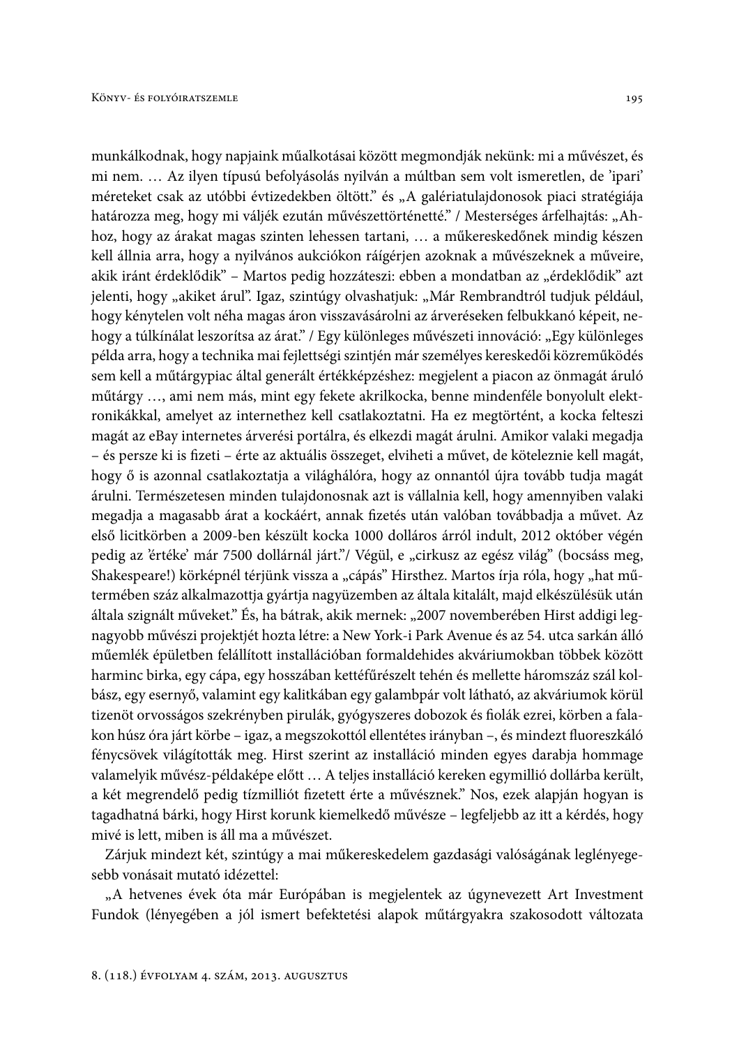munkálkodnak, hogy napjaink műalkotásai között megmondják nekünk: mi a művészet, és mi nem. … Az ilyen típusú befolyásolás nyilván a múltban sem volt ismeretlen, de 'ipari' méreteket csak az utóbbi évtizedekben öltött." és „A galériatulajdonosok piaci stratégiája határozza meg, hogy mi váljék ezután művészettörténetté." / Mesterséges árfelhajtás: „Ahhoz, hogy az árakat magas szinten lehessen tartani, … a műkereskedőnek mindig készen kell állnia arra, hogy a nyilvános aukciókon ráígérjen azoknak a művészeknek a műveire, akik iránt érdeklődik" – Martos pedig hozzáteszi: ebben a mondatban az „érdeklődik" azt jelenti, hogy „akiket árul". Igaz, szintúgy olvashatjuk: „Már Rembrandtról tudjuk például, hogy kénytelen volt néha magas áron visszavásárolni az árveréseken felbukkanó képeit, nehogy a túlkínálat leszorítsa az árat." / Egy különleges művészeti innováció: „Egy különleges példa arra, hogy a technika mai fejlettségi szintjén már személyes kereskedői közreműködés sem kell a műtárgypiac által generált értékképzéshez: megjelent a piacon az önmagát áruló műtárgy …, ami nem más, mint egy fekete akrilkocka, benne mindenféle bonyolult elektronikákkal, amelyet az internethez kell csatlakoztatni. Ha ez megtörtént, a kocka felteszi magát az eBay internetes árverési portálra, és elkezdi magát árulni. Amikor valaki megadja – és persze ki is fizeti – érte az aktuális összeget, elviheti a művet, de köteleznie kell magát, hogy ő is azonnal csatlakoztatja a világhálóra, hogy az onnantól újra tovább tudja magát árulni. Természetesen minden tulajdonosnak azt is vállalnia kell, hogy amennyiben valaki megadja a magasabb árat a kockáért, annak fizetés után valóban továbbadja a művet. Az első licitkörben a 2009-ben készült kocka 1000 dolláros árról indult, 2012 október végén pedig az 'érték' már 7500 dollárnál járt."/ Végül, e „cirkusz az egész világ" (bocsáss meg, Shakespeare!) körképnél térjünk vissza a „cápás" Hirsthez. Martos írja róla, hogy „hat műtermében száz alkalmazottja gyártja nagyüzemben az általa kitalált, majd elkészülésük után általa szignált műveket." És, ha bátrak, akik mernek: „2007 novemberében Hirst addigi legnagyobb művészi projektjét hozta létre: a New York-i Park Avenue és az 54. utca sarkán álló műemlék épületben felállított installációban formaldehides akváriumokban többek között harminc birka, egy cápa, egy hosszában kettéfűrészelt tehén és mellette háromszáz szál kolbász, egy esernyő, valamint egy kalitkában egy galambpár volt látható, az akváriumok körül tizenöt orvosságos szekrényben pirulák, gyógyszeres dobozok és fiolák ezrei, körben a falakon húsz óra járt körbe – igaz, a megszokottól ellentétes irányban –, és mindezt fluoreszkáló fénycsövek világították meg. Hirst szerint az installáció minden egyes darabja hommage valamelyik művész-példaképe előtt … A teljes installáció kereken egymillió dollárba került, a két megrendelő pedig tízmilliót fizetett érte a művésznek." Nos, ezek alapján hogyan is tagadhatná bárki, hogy Hirst korunk kiemelkedő művésze – legfeljebb az itt a kérdés, hogy mivé is lett, miben is áll ma a művészet.

Zárjuk mindezt két, szintúgy a mai műkereskedelem gazdasági valóságának leglényegesebb vonásait mutató idézettel:

„A hetvenes évek óta már Európában is megjelentek az úgynevezett Art Investment Fundok (lényegében a jól ismert befektetési alapok műtárgyakra szakosodott változata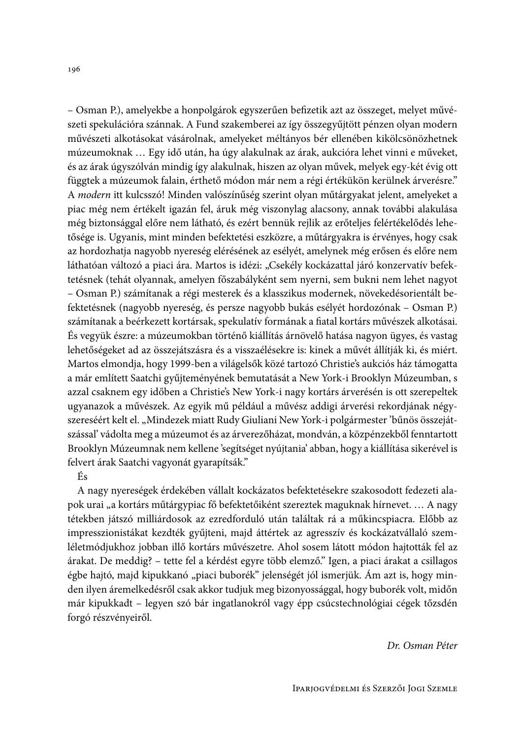– Osman P.), amelyekbe a honpolgárok egyszerűen befizetik azt az összeget, melyet művészeti spekulációra szánnak. A Fund szakemberei az így összegyűjtött pénzen olyan modern művészeti alkotásokat vásárolnak, amelyeket méltányos bér ellenében kikölcsönözhetnek múzeumoknak … Egy idő után, ha úgy alakulnak az árak, aukcióra lehet vinni e műveket, és az árak úgyszólván mindig így alakulnak, hiszen az olyan művek, melyek egy-két évig ott függtek a múzeumok falain, érthető módon már nem a régi értékükön kerülnek árverésre." A *modern* itt kulcsszó! Minden valószínűség szerint olyan műtárgyakat jelent, amelyeket a piac még nem értékelt igazán fel, áruk még viszonylag alacsony, annak további alakulása még biztonsággal előre nem látható, és ezért bennük rejlik az erőteljes felértékelődés lehetősége is. Ugyanis, mint minden befektetési eszközre, a műtárgyakra is érvényes, hogy csak az hordozhatja nagyobb nyereség elérésének az esélyét, amelynek még erősen és előre nem láthatóan változó a piaci ára. Martos is idézi: „Csekély kockázattal járó konzervatív befektetésnek (tehát olyannak, amelyen főszabályként sem nyerni, sem bukni nem lehet nagyot – Osman P.) számítanak a régi mesterek és a klasszikus modernek, növekedésorientált befektetésnek (nagyobb nyereség, és persze nagyobb bukás esélyét hordozónak – Osman P.) számítanak a beérkezett kortársak, spekulatív formának a fiatal kortárs művészek alkotásai. És vegyük észre: a múzeumokban történő kiállítás árnövelő hatása nagyon ügyes, és vastag lehetőségeket ad az összejátszásra és a visszaélésekre is: kinek a művét állítják ki, és miért. Martos elmondja, hogy 1999-ben a világelsők közé tartozó Christie's aukciós ház támogatta a már említett Saatchi gyűjteményének bemutatását a New York-i Brooklyn Múzeumban, s azzal csaknem egy időben a Christie's New York-i nagy kortárs árverésén is ott szerepeltek ugyanazok a művészek. Az egyik mű például a művész addigi árverési rekordjának négyszereséért kelt el. „Mindezek miatt Rudy Giuliani New York-i polgármester 'bűnös összejátszással' vádolta meg a múzeumot és az árverezőházat, mondván, a közpénzekből fenntartott Brooklyn Múzeumnak nem kellene 'segítséget nyújtania' abban, hogy a kiállítása sikerével is felvert árak Saatchi vagyonát gyarapítsák."

És

A nagy nyereségek érdekében vállalt kockázatos befektetésekre szakosodott fedezeti alapok urai „a kortárs műtárgypiac fő befektetőiként szereztek maguknak hírnevet. … A nagy tétekben játszó milliárdosok az ezredforduló után találtak rá a műkincspiacra. Előbb az impresszionistákat kezdték gyűjteni, majd áttértek az agresszív és kockázatvállaló szemléletmódjukhoz jobban illő kortárs művészetre. Ahol sosem látott módon hajtották fel az árakat. De meddig? – tette fel a kérdést egyre több elemző." Igen, a piaci árakat a csillagos égbe hajtó, majd kipukkanó „piaci buborék" jelenségét jól ismerjük. Ám azt is, hogy minden ilyen áremelkedésről csak akkor tudjuk meg bizonyossággal, hogy buborék volt, midőn már kipukkadt – legyen szó bár ingatlanokról vagy épp csúcstechnológiai cégek tőzsdén forgó részvényeiről.

*Dr. Osman Péter*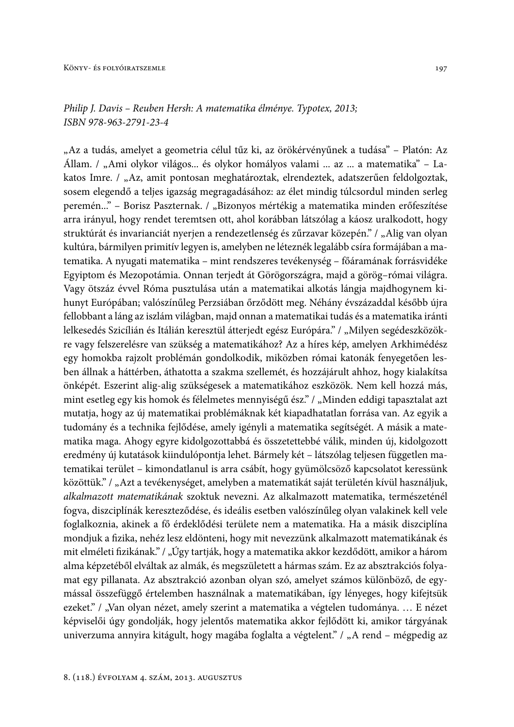*Philip J. Davis – Reuben Hersh: A matematika élménye. Typotex, 2013; ISBN 978-963-2791-23-4*

„Az a tudás, amelyet a geometria célul tűz ki, az örökérvényűnek a tudása" – Platón: Az Állam. / „Ami olykor világos... és olykor homályos valami ... az ... a matematika" – Lakatos Imre. / „Az, amit pontosan meghatároztak, elrendeztek, adatszerűen feldolgoztak, sosem elegendő a teljes igazság megragadásához: az élet mindig túlcsordul minden serleg peremén..." – Borisz Paszternak. / „Bizonyos mértékig a matematika minden erőfeszítése arra irányul, hogy rendet teremtsen ott, ahol korábban látszólag a káosz uralkodott, hogy struktúrát és invarianciát nyerjen a rendezetlenség és zűrzavar közepén." / „Alig van olyan kultúra, bármilyen primitív legyen is, amelyben ne léteznék legalább csíra formájában a matematika. A nyugati matematika – mint rendszeres tevékenység – főáramának forrásvidéke Egyiptom és Mezopotámia. Onnan terjedt át Görögországra, majd a görög–római világra. Vagy ötszáz évvel Róma pusztulása után a matematikai alkotás lángja majdhogynem kihunyt Európában; valószínűleg Perzsiában őrződött meg. Néhány évszázaddal később újra fellobbant a láng az iszlám világban, majd onnan a matematikai tudás és a matematika iránti lelkesedés Szicílián és Itálián keresztül átterjedt egész Európára." / „Milyen segédeszközökre vagy felszerelésre van szükség a matematikához? Az a híres kép, amelyen Arkhimédész egy homokba rajzolt problémán gondolkodik, miközben római katonák fenyegetően lesben állnak a háttérben, áthatotta a szakma szellemét, és hozzájárult ahhoz, hogy kialakítsa önképét. Eszerint alig-alig szükségesek a matematikához eszközök. Nem kell hozzá más, mint esetleg egy kis homok és félelmetes mennyiségű ész." / „Minden eddigi tapasztalat azt mutatja, hogy az új matematikai problémáknak két kiapadhatatlan forrása van. Az egyik a tudomány és a technika fejlődése, amely igényli a matematika segítségét. A másik a matematika maga. Ahogy egyre kidolgozottabbá és összetettebbé válik, minden új, kidolgozott eredmény új kutatások kiindulópontja lehet. Bármely két – látszólag teljesen független matematikai terület – kimondatlanul is arra csábít, hogy gyümölcsöző kapcsolatot keressünk közöttük." / „Azt a tevékenységet, amelyben a matematikát saját területén kívül használjuk, *alkalmazott matematikának* szoktuk nevezni. Az alkalmazott matematika, természeténél fogva, diszciplínák kereszteződése, és ideális esetben valószínűleg olyan valakinek kell vele foglalkoznia, akinek a fő érdeklődési területe nem a matematika. Ha a másik diszciplína mondjuk a fizika, nehéz lesz eldönteni, hogy mit nevezzünk alkalmazott matematikának és mit elméleti fizikának." / „Úgy tartják, hogy a matematika akkor kezdődött, amikor a három alma képzetéből elváltak az almák, és megszületett a hármas szám. Ez az absztrakciós folyamat egy pillanata. Az absztrakció azonban olyan szó, amelyet számos különböző, de egymással összefüggő értelemben használnak a matematikában, így lényeges, hogy kifejtsük ezeket." / „Van olyan nézet, amely szerint a matematika a végtelen tudománya. … E nézet képviselői úgy gondolják, hogy jelentős matematika akkor fejlődött ki, amikor tárgyának univerzuma annyira kitágult, hogy magába foglalta a végtelent." / „A rend – mégpedig az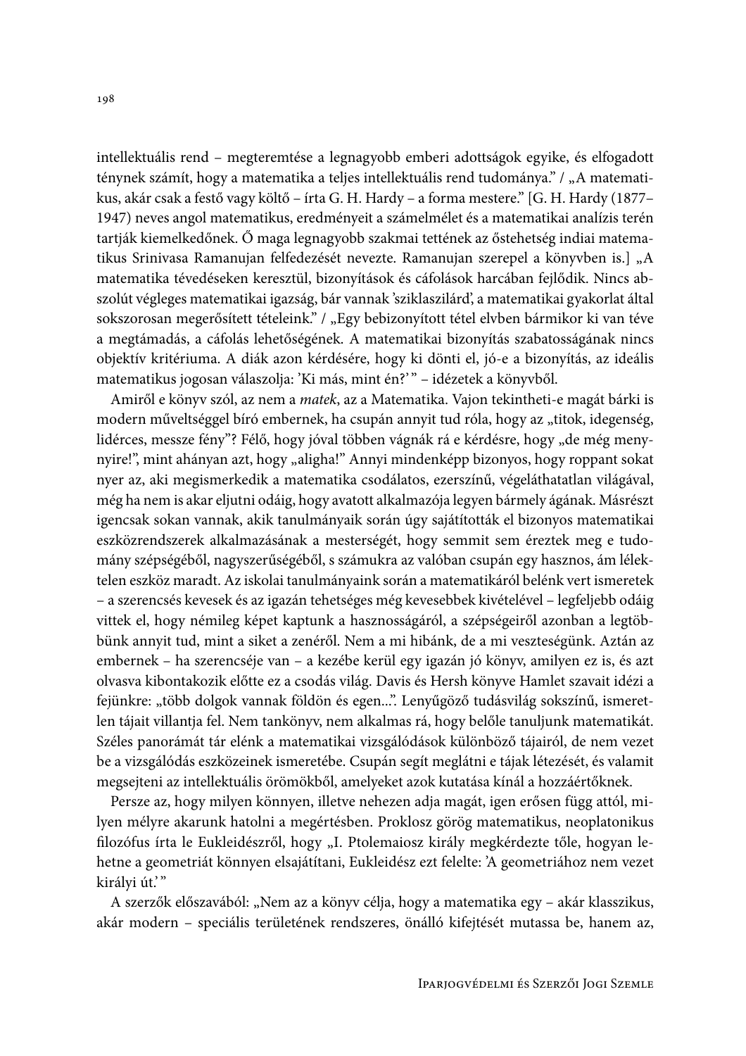intellektuális rend – megteremtése a legnagyobb emberi adottságok egyike, és elfogadott ténynek számít, hogy a matematika a teljes intellektuális rend tudománya." / „A matematikus, akár csak a festő vagy költő – írta G. H. Hardy – a forma mestere." [G. H. Hardy (1877–1947) neves angol matematikus, eredményeit a számelmélet és a matematikai analízis terén tartják kiemelkedőnek. Ő maga legnagyobb szakmai tettének az őstehetség indiai matematikus Srinivasa Ramanujan felfedezését nevezte. Ramanujan szerepel a könyvben is.] „A matematika tévedéseken keresztül, bizonyítások és cáfolások harcában fejlődik. Nincs abszolút végleges matematikai igazság, bár vannak 'sziklaszilárd', a matematikai gyakorlat által sokszorosan megerősített tételeink." / „Egy bebizonyított tétel elvben bármikor ki van téve a megtámadás, a cáfolás lehetőségének. A matematikai bizonyítás szabatosságának nincs objektív kritériuma. A diák azon kérdésére, hogy ki dönti el, jó-e a bizonyítás, az ideális matematikus jogosan válaszolja: 'Ki más, mint én?' " – idézetek a könyvből.

Amiről e könyv szól, az nem a *matek*, az a Matematika. Vajon tekintheti-e magát bárki is modern műveltséggel bíró embernek, ha csupán annyit tud róla, hogy az „titok, idegenség, lidérces, messze fény"? Félő, hogy jóval többen vágnák rá e kérdésre, hogy „de még menynyire!", mint ahányan azt, hogy „aligha!" Annyi mindenképp bizonyos, hogy roppant sokat nyer az, aki megismerkedik a matematika csodálatos, ezerszínű, végeláthatatlan világával, még ha nem is akar eljutni odáig, hogy avatott alkalmazója legyen bármely ágának. Másrészt igencsak sokan vannak, akik tanulmányaik során úgy sajátították el bizonyos matematikai eszközrendszerek alkalmazásának a mesterségét, hogy semmit sem éreztek meg e tudomány szépségéből, nagyszerűségéből, s számukra az valóban csupán egy hasznos, ám lélektelen eszköz maradt. Az iskolai tanulmányaink során a matematikáról belénk vert ismeretek – a szerencsés kevesek és az igazán tehetséges még kevesebbek kivételével – legfeljebb odáig vittek el, hogy némileg képet kaptunk a hasznosságáról, a szépségeiről azonban a legtöbbünk annyit tud, mint a siket a zenéről. Nem a mi hibánk, de a mi veszteségünk. Aztán az embernek – ha szerencséje van – a kezébe kerül egy igazán jó könyv, amilyen ez is, és azt olvasva kibontakozik előtte ez a csodás világ. Davis és Hersh könyve Hamlet szavait idézi a fejünkre: „több dolgok vannak földön és egen...". Lenyűgöző tudásvilág sokszínű, ismeretlen tájait villantja fel. Nem tankönyv, nem alkalmas rá, hogy belőle tanuljunk matematikát. Széles panorámát tár elénk a matematikai vizsgálódások különböző tájairól, de nem vezet be a vizsgálódás eszközeinek ismeretébe. Csupán segít meglátni e tájak létezését, és valamit megsejteni az intellektuális örömökből, amelyeket azok kutatása kínál a hozzáértőknek.

Persze az, hogy milyen könnyen, illetve nehezen adja magát, igen erősen függ attól, milyen mélyre akarunk hatolni a megértésben. Proklosz görög matematikus, neoplatonikus filozófus írta le Eukleidészről, hogy „I. Ptolemaiosz király megkérdezte tőle, hogyan lehetne a geometriát könnyen elsajátítani, Eukleidész ezt felelte: 'A geometriához nem vezet királyi út.' "

A szerzők előszavából: „Nem az a könyv célja, hogy a matematika egy – akár klasszikus, akár modern – speciális területének rendszeres, önálló kifejtését mutassa be, hanem az,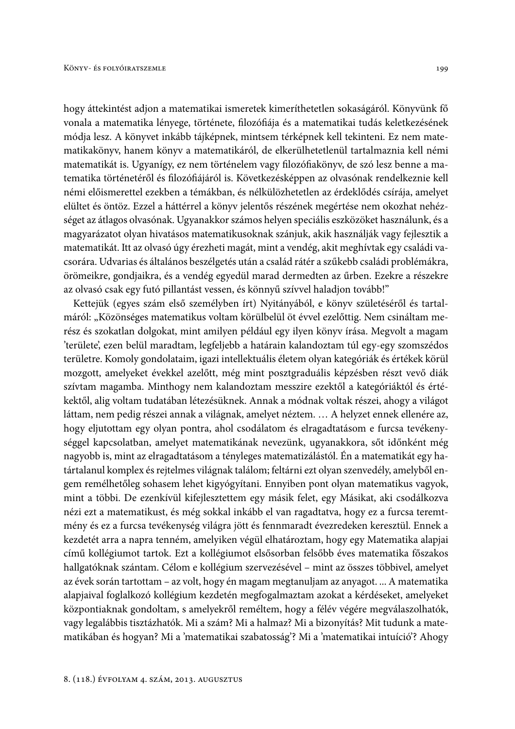hogy áttekintést adjon a matematikai ismeretek kimeríthetetlen sokaságáról. Könyvünk fő vonala a matematika lényege, története, filozófiája és a matematikai tudás keletkezésének módja lesz. A könyvet inkább tájképnek, mintsem térképnek kell tekinteni. Ez nem matematikakönyv, hanem könyv a matematikáról, de elkerülhetetlenül tartalmaznia kell némi matematikát is. Ugyanígy, ez nem történelem vagy filozófiakönyv, de szó lesz benne a matematika történetéről és filozófiájáról is. Következésképpen az olvasónak rendelkeznie kell némi előismerettel ezekben a témákban, és nélkülözhetetlen az érdeklődés csírája, amelyet elültet és öntöz. Ezzel a háttérrel a könyv jelentős részének megértése nem okozhat nehézséget az átlagos olvasónak. Ugyanakkor számos helyen speciális eszközöket használunk, és a magyarázatot olyan hivatásos matematikusoknak szánjuk, akik használják vagy fejlesztik a matematikát. Itt az olvasó úgy érezheti magát, mint a vendég, akit meghívtak egy családi vacsorára. Udvarias és általános beszélgetés után a család rátér a szűkebb családi problémákra, örömeikre, gondjaikra, és a vendég egyedül marad dermedten az űrben. Ezekre a részekre az olvasó csak egy futó pillantást vessen, és könnyű szívvel haladjon tovább!"

Kettejük (egyes szám első személyben írt) Nyitányából, e könyv születéséről és tartalmáról: „Közönséges matematikus voltam körülbelül öt évvel ezelőttig. Nem csináltam merész és szokatlan dolgokat, mint amilyen például egy ilyen könyv írása. Megvolt a magam 'területe', ezen belül maradtam, legfeljebb a határain kalandoztam túl egy-egy szomszédos területre. Komoly gondolataim, igazi intellektuális életem olyan kategóriák és értékek körül mozgott, amelyeket évekkel azelőtt, még mint posztgraduális képzésben részt vevő diák szívtam magamba. Minthogy nem kalandoztam messzire ezektől a kategóriáktól és értékektől, alig voltam tudatában létezésüknek. Annak a módnak voltak részei, ahogy a világot láttam, nem pedig részei annak a világnak, amelyet néztem. … A helyzet ennek ellenére az, hogy eljutottam egy olyan pontra, ahol csodálatom és elragadtatásom e furcsa tevékenységgel kapcsolatban, amelyet matematikának nevezünk, ugyanakkora, sőt időnként még nagyobb is, mint az elragadtatásom a tényleges matematizálástól. Én a matematikát egy határtalanul komplex és rejtelmes világnak találom; feltárni ezt olyan szenvedély, amelyből engem remélhetőleg sohasem lehet kigyógyítani. Ennyiben pont olyan matematikus vagyok, mint a többi. De ezenkívül kifejlesztettem egy másik felet, egy Másikat, aki csodálkozva nézi ezt a matematikust, és még sokkal inkább el van ragadtatva, hogy ez a furcsa teremtmény és ez a furcsa tevékenység világra jött és fennmaradt évezredeken keresztül. Ennek a kezdetét arra a napra tenném, amelyiken végül elhatároztam, hogy egy Matematika alapjai című kollégiumot tartok. Ezt a kollégiumot elsősorban felsőbb éves matematika főszakos hallgatóknak szántam. Célom e kollégium szervezésével – mint az összes többivel, amelyet az évek során tartottam – az volt, hogy én magam megtanuljam az anyagot. ... A matematika alapjaival foglalkozó kollégium kezdetén megfogalmaztam azokat a kérdéseket, amelyeket központiaknak gondoltam, s amelyekről reméltem, hogy a félév végére megválaszolhatók, vagy legalábbis tisztázhatók. Mi a szám? Mi a halmaz? Mi a bizonyítás? Mit tudunk a matematikában és hogyan? Mi a 'matematikai szabatosság'? Mi a 'matematikai intuíció'? Ahogy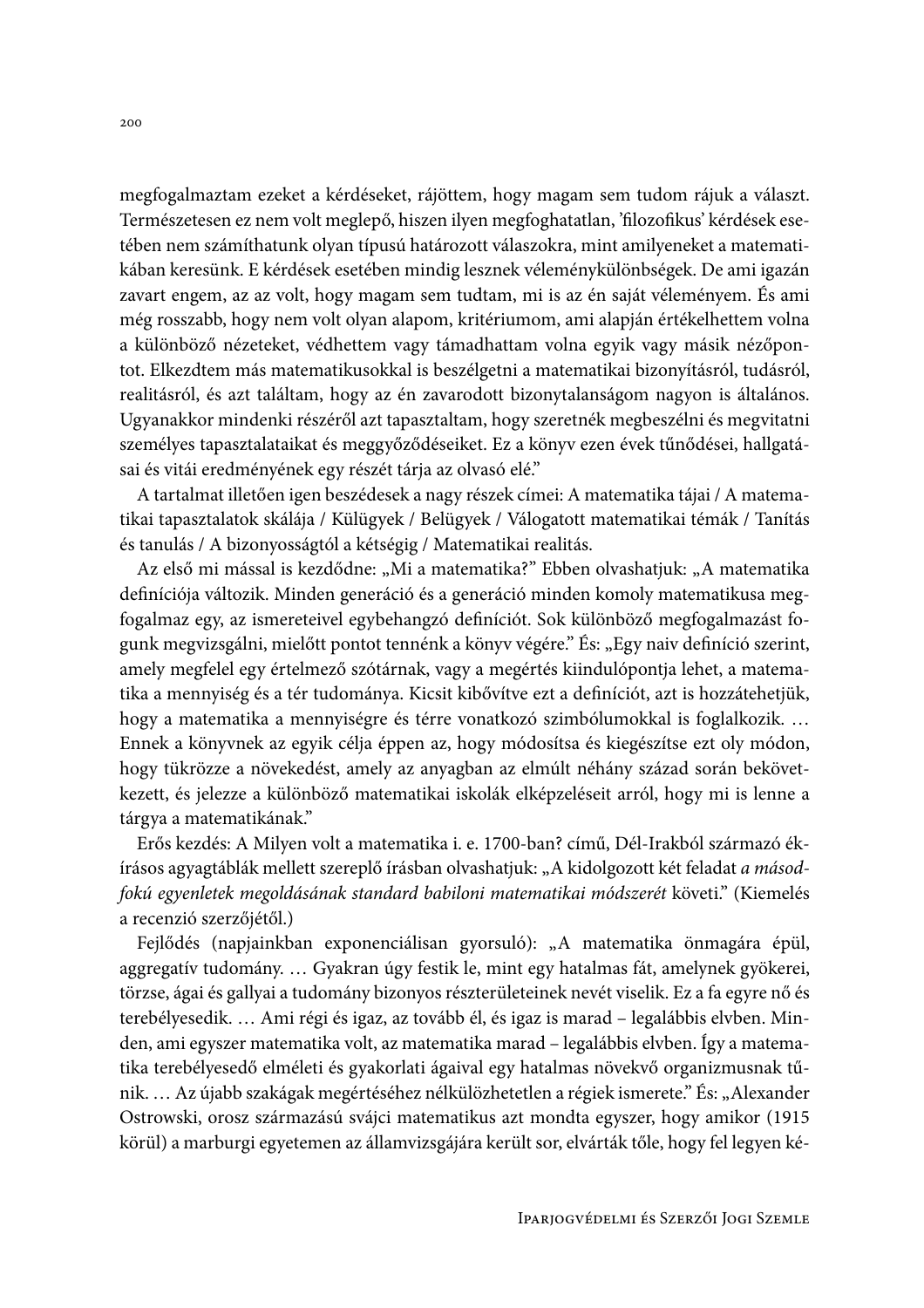megfogalmaztam ezeket a kérdéseket, rájöttem, hogy magam sem tudom rájuk a választ. Természetesen ez nem volt meglepő, hiszen ilyen megfoghatatlan, 'filozofikus' kérdések esetében nem számíthatunk olyan típusú határozott válaszokra, mint amilyeneket a matematikában keresünk. E kérdések esetében mindig lesznek véleménykülönbségek. De ami igazán zavart engem, az az volt, hogy magam sem tudtam, mi is az én saját véleményem. És ami még rosszabb, hogy nem volt olyan alapom, kritériumom, ami alapján értékelhettem volna a különböző nézeteket, védhettem vagy támadhattam volna egyik vagy másik nézőpontot. Elkezdtem más matematikusokkal is beszélgetni a matematikai bizonyításról, tudásról, realitásról, és azt találtam, hogy az én zavarodott bizonytalanságom nagyon is általános. Ugyanakkor mindenki részéről azt tapasztaltam, hogy szeretnék megbeszélni és megvitatni személyes tapasztalataikat és meggyőződéseiket. Ez a könyv ezen évek tűnődései, hallgatásai és vitái eredményének egy részét tárja az olvasó elé."

A tartalmat illetően igen beszédesek a nagy részek címei: A matematika tájai / A matematikai tapasztalatok skálája / Külügyek / Belügyek / Válogatott matematikai témák / Tanítás és tanulás / A bizonyosságtól a kétségig / Matematikai realitás.

Az első mi mással is kezdődne: „Mi a matematika?" Ebben olvashatjuk: „A matematika definíciója változik. Minden generáció és a generáció minden komoly matematikusa megfogalmaz egy, az ismereteivel egybehangzó definíciót. Sok különböző megfogalmazást fogunk megvizsgálni, mielőtt pontot tennénk a könyv végére." És: „Egy naiv definíció szerint, amely megfelel egy értelmező szótárnak, vagy a megértés kiindulópontja lehet, a matematika a mennyiség és a tér tudománya. Kicsit kibővítve ezt a definíciót, azt is hozzátehetjük, hogy a matematika a mennyiségre és térre vonatkozó szimbólumokkal is foglalkozik. … Ennek a könyvnek az egyik célja éppen az, hogy módosítsa és kiegészítse ezt oly módon, hogy tükrözze a növekedést, amely az anyagban az elmúlt néhány század során bekövetkezett, és jelezze a különböző matematikai iskolák elképzeléseit arról, hogy mi is lenne a tárgya a matematikának."

Erős kezdés: A Milyen volt a matematika i. e. 1700-ban? című, Dél-Irakból származó ékírásos agyagtáblák mellett szereplő írásban olvashatjuk: „A kidolgozott két feladat *a másodfokú egyenletek megoldásának standard babiloni matematikai módszerét* követi." (Kiemelés a recenzió szerzőjétől.)

Fejlődés (napjainkban exponenciálisan gyorsuló): „A matematika önmagára épül, aggregatív tudomány. … Gyakran úgy festik le, mint egy hatalmas fát, amelynek gyökerei, törzse, ágai és gallyai a tudomány bizonyos részterületeinek nevét viselik. Ez a fa egyre nő és terebélyesedik. … Ami régi és igaz, az tovább él, és igaz is marad – legalábbis elvben. Minden, ami egyszer matematika volt, az matematika marad – legalábbis elvben. Így a matematika terebélyesedő elméleti és gyakorlati ágaival egy hatalmas növekvő organizmusnak tűnik. … Az újabb szakágak megértéséhez nélkülözhetetlen a régiek ismerete." És: „Alexander Ostrowski, orosz származású svájci matematikus azt mondta egyszer, hogy amikor (1915 körül) a marburgi egyetemen az államvizsgájára került sor, elvárták tőle, hogy fel legyen ké-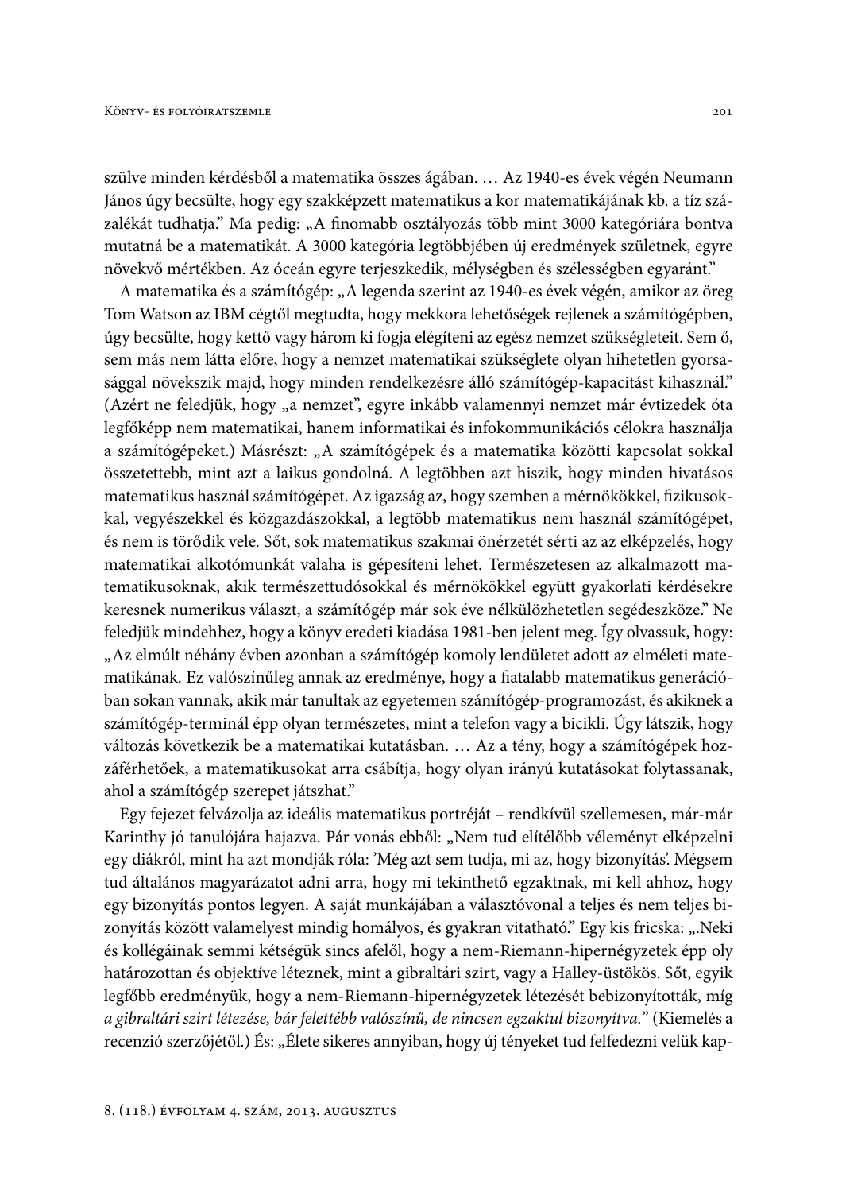szülve minden kérdésből a matematika összes ágában. … Az 1940-es évek végén Neumann János úgy becsülte, hogy egy szakképzett matematikus a kor matematikájának kb. a tíz százalékát tudhatja." Ma pedig: „A finomabb osztályozás több mint 3000 kategóriára bontva mutatná be a matematikát. A 3000 kategória legtöbbjében új eredmények születnek, egyre növekvő mértékben. Az óceán egyre terjeszkedik, mélységben és szélességben egyaránt."

A matematika és a számítógép: „A legenda szerint az 1940-es évek végén, amikor az öreg Tom Watson az IBM cégtől megtudta, hogy mekkora lehetőségek rejlenek a számítógépben, úgy becsülte, hogy kettő vagy három ki fogja elégíteni az egész nemzet szükségleteit. Sem ő, sem más nem látta előre, hogy a nemzet matematikai szükséglete olyan hihetetlen gyorsasággal növekszik majd, hogy minden rendelkezésre álló számítógép-kapacitást kihasznál." (Azért ne feledjük, hogy „a nemzet", egyre inkább valamennyi nemzet már évtizedek óta legfőképp nem matematikai, hanem informatikai és infokommunikációs célokra használja a számítógépeket.) Másrészt: „A számítógépek és a matematika közötti kapcsolat sokkal összetettebb, mint azt a laikus gondolná. A legtöbben azt hiszik, hogy minden hivatásos matematikus használ számítógépet. Az igazság az, hogy szemben a mérnökökkel, fizikusokkal, vegyészekkel és közgazdászokkal, a legtöbb matematikus nem használ számítógépet, és nem is törődik vele. Sőt, sok matematikus szakmai önérzetét sérti az az elképzelés, hogy matematikai alkotómunkát valaha is gépesíteni lehet. Természetesen az alkalmazott matematikusoknak, akik természettudósokkal és mérnökökkel együtt gyakorlati kérdésekre keresnek numerikus választ, a számítógép már sok éve nélkülözhetetlen segédeszköze." Ne feledjük mindehhez, hogy a könyv eredeti kiadása 1981-ben jelent meg. Így olvassuk, hogy: „Az elmúlt néhány évben azonban a számítógép komoly lendületet adott az elméleti matematikának. Ez valószínűleg annak az eredménye, hogy a fiatalabb matematikus generációban sokan vannak, akik már tanultak az egyetemen számítógép-programozást, és akiknek a számítógép-terminál épp olyan természetes, mint a telefon vagy a bicikli. Úgy látszik, hogy változás következik be a matematikai kutatásban. … Az a tény, hogy a számítógépek hozzáférhetőek, a matematikusokat arra csábítja, hogy olyan irányú kutatásokat folytassanak, ahol a számítógép szerepet játszhat."

Egy fejezet felvázolja az ideális matematikus portréját – rendkívül szellemesen, már-már Karinthy jó tanulójára hajazva. Pár vonás ebből: „Nem tud elítélőbb véleményt elképzelni egy diákról, mint ha azt mondják róla: 'Még azt sem tudja, mi az, hogy bizonyítás'. Mégsem tud általános magyarázatot adni arra, hogy mi tekinthető egzaktnak, mi kell ahhoz, hogy egy bizonyítás pontos legyen. A saját munkájában a választóvonal a teljes és nem teljes bizonyítás között valamelyest mindig homályos, és gyakran vitatható." Egy kis fricska: „.Neki és kollégáinak semmi kétségük sincs afelől, hogy a nem-Riemann-hipernégyzetek épp oly határozottan és objektíve léteznek, mint a gibraltári szirt, vagy a Halley-üstökös. Sőt, egyik legfőbb eredményük, hogy a nem-Riemann-hipernégyzetek létezését bebizonyították, míg *a gibraltári szirt létezése, bár felettébb valószínű, de nincsen egzaktul bizonyítva.*" (Kiemelés a recenzió szerzőjétől.) És: „Élete sikeres annyiban, hogy új tényeket tud felfedezni velük kap-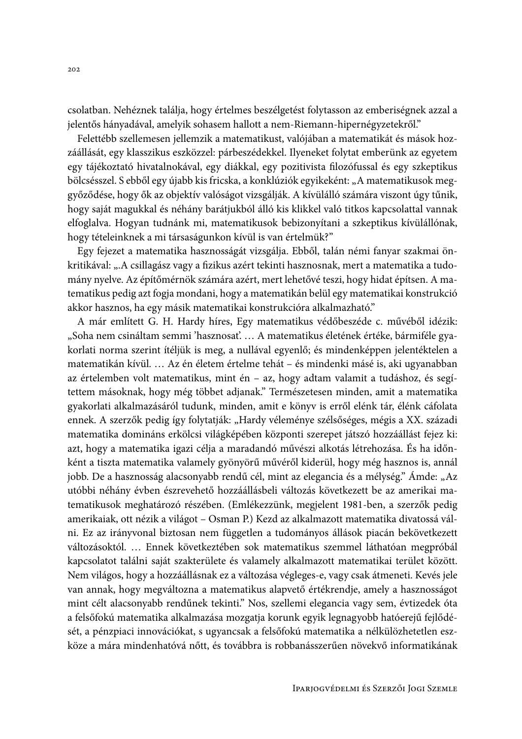csolatban. Nehéznek találja, hogy értelmes beszélgetést folytasson az emberiségnek azzal a jelentős hányadával, amelyik sohasem hallott a nem-Riemann-hipernégyzetekről."

Felettébb szellemesen jellemzik a matematikust, valójában a matematikát és mások hozzáállását, egy klasszikus eszközzel: párbeszédekkel. Ilyeneket folytat emberünk az egyetem egy tájékoztató hivatalnokával, egy diákkal, egy pozitivista filozófussal és egy szkeptikus bölcsésszel. S ebből egy újabb kis fricska, a konklúziók egyikeként: „A matematikusok meggyőződése, hogy ők az objektív valóságot vizsgálják. A kívülálló számára viszont úgy tűnik, hogy saját magukkal és néhány barátjukból álló kis klikkel való titkos kapcsolattal vannak elfoglalva. Hogyan tudnánk mi, matematikusok bebizonyítani a szkeptikus kívülállónak, hogy tételeinknek a mi társaságunkon kívül is van értelmük?"

Egy fejezet a matematika hasznosságát vizsgálja. Ebből, talán némi fanyar szakmai önkritikával: „.A csillagász vagy a fizikus azért tekinti hasznosnak, mert a matematika a tudomány nyelve. Az építőmérnök számára azért, mert lehetővé teszi, hogy hidat építsen. A matematikus pedig azt fogja mondani, hogy a matematikán belül egy matematikai konstrukció akkor hasznos, ha egy másik matematikai konstrukcióra alkalmazható."

A már említett G. H. Hardy híres, Egy matematikus védőbeszéde c. művéből idézik: „Soha nem csináltam semmi 'hasznosat'. … A matematikus életének értéke, bármiféle gyakorlati norma szerint ítéljük is meg, a nullával egyenlő; és mindenképpen jelentéktelen a matematikán kívül. … Az én életem értelme tehát – és mindenki másé is, aki ugyanabban az értelemben volt matematikus, mint én – az, hogy adtam valamit a tudáshoz, és segítettem másoknak, hogy még többet adjanak." Természetesen minden, amit a matematika gyakorlati alkalmazásáról tudunk, minden, amit e könyv is erről elénk tár, élénk cáfolata ennek. A szerzők pedig így folytatják: „Hardy véleménye szélsőséges, mégis a XX. századi matematika domináns erkölcsi világképében központi szerepet játszó hozzáállást fejez ki: azt, hogy a matematika igazi célja a maradandó művészi alkotás létrehozása. És ha időnként a tiszta matematika valamely gyönyörű művéről kiderül, hogy még hasznos is, annál jobb. De a hasznosság alacsonyabb rendű cél, mint az elegancia és a mélység." Ámde: „Az utóbbi néhány évben észrevehető hozzáállásbeli változás következett be az amerikai matematikusok meghatározó részében. (Emlékezzünk, megjelent 1981-ben, a szerzők pedig amerikaiak, ott nézik a világot – Osman P.) Kezd az alkalmazott matematika divatossá válni. Ez az irányvonal biztosan nem független a tudományos állások piacán bekövetkezett változásoktól. … Ennek következtében sok matematikus szemmel láthatóan megpróbál kapcsolatot találni saját szakterülete és valamely alkalmazott matematikai terület között. Nem világos, hogy a hozzáállásnak ez a változása végleges-e, vagy csak átmeneti. Kevés jele van annak, hogy megváltozna a matematikus alapvető értékrendje, amely a hasznosságot mint célt alacsonyabb rendűnek tekinti." Nos, szellemi elegancia vagy sem, évtizedek óta a felsőfokú matematika alkalmazása mozgatja korunk egyik legnagyobb hatóerejű fejlődését, a pénzpiaci innovációkat, s ugyancsak a felsőfokú matematika a nélkülözhetetlen eszköze a mára mindenhatóvá nőtt, és továbbra is robbanásszerűen növekvő informatikának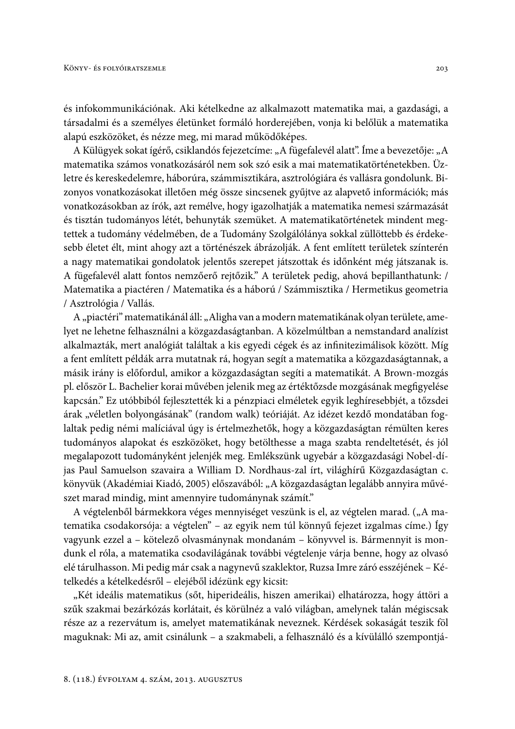és infokommunikációnak. Aki kételkedne az alkalmazott matematika mai, a gazdasági, a társadalmi és a személyes életünket formáló horderejében, vonja ki belőlük a matematika alapú eszközöket, és nézze meg, mi marad működőképes.

A Külügyek sokat ígérő, csiklandós fejezetcíme: „A fügefalevél alatt". Íme a bevezetője: „A matematika számos vonatkozásáról nem sok szó esik a mai matematikatörténetekben. Üzletre és kereskedelemre, háborúra, számmisztikára, asztrológiára és vallásra gondolunk. Bizonyos vonatkozásokat illetően még össze sincsenek gyűjtve az alapvető információk; más vonatkozásokban az írók, azt remélve, hogy igazolhatják a matematika nemesi származását és tisztán tudományos létét, behunyták szemüket. A matematikatörténetek mindent megtettek a tudomány védelmében, de a Tudomány Szolgálólánya sokkal züllöttebb és érdekesebb életet élt, mint ahogy azt a történészek ábrázolják. A fent említett területek szinterén a nagy matematikai gondolatok jelentős szerepet játszottak és időnként még játszanak is. A fügefalevél alatt fontos nemzőerő rejtőzik." A területek pedig, ahová bepillanthatunk: / Matematika a piactéren / Matematika és a háború / Számmisztika / Hermetikus geometria / Asztrológia / Vallás.

A „piactéri" matematikánál áll: „Aligha van a modern matematikának olyan területe, amelyet ne lehetne felhasználni a közgazdaságtanban. A közelmúltban a nemstandard analízist alkalmazták, mert analógiát találtak a kis egyedi cégek és az infinitezimálisok között. Míg a fent említett példák arra mutatnak rá, hogyan segít a matematika a közgazdaságtannak, a másik irány is előfordul, amikor a közgazdaságtan segíti a matematikát. A Brown-mozgás pl. először L. Bachelier korai művében jelenik meg az értéktőzsde mozgásának megfigyelése kapcsán." Ez utóbbiból fejlesztették ki a pénzpiaci elméletek egyik leghíresebbjét, a tőzsdei árak „véletlen bolyongásának" (random walk) teóriáját. Az idézet kezdő mondatában foglaltak pedig némi malíciával úgy is értelmezhetők, hogy a közgazdaságtan rémülten keres tudományos alapokat és eszközöket, hogy betölthesse a maga szabta rendeltetését, és jól megalapozott tudományként jelenjék meg. Emlékszünk ugyebár a közgazdasági Nobel-díjas Paul Samuelson szavaira a William D. Nordhaus-zal írt, világhírű Közgazdaságtan c. könyvük (Akadémiai Kiadó, 2005) előszavából: „A közgazdaságtan legalább annyira művészet marad mindig, mint amennyire tudománynak számít."

A végtelenből bármekkora véges mennyiséget veszünk is el, az végtelen marad. („A matematika csodakorsója: a végtelen" – az egyik nem túl könnyű fejezet izgalmas címe.) Így vagyunk ezzel a – kötelező olvasmánynak mondanám – könyvvel is. Bármennyit is mondunk el róla, a matematika csodavilágának további végtelenje várja benne, hogy az olvasó elé tárulhasson. Mi pedig már csak a nagynevű szaklektor, Ruzsa Imre záró esszéjének – Kételkedés a kételkedésről – elejéből idézünk egy kicsit:

„Két ideális matematikus (sőt, hiperideális, hiszen amerikai) elhatározza, hogy áttöri a szűk szakmai bezárkózás korlátait, és körülnéz a való világban, amelynek talán mégiscsak része az a rezervátum is, amelyet matematikának neveznek. Kérdések sokaságát teszik föl maguknak: Mi az, amit csinálunk – a szakmabeli, a felhasználó és a kívülálló szempontjá-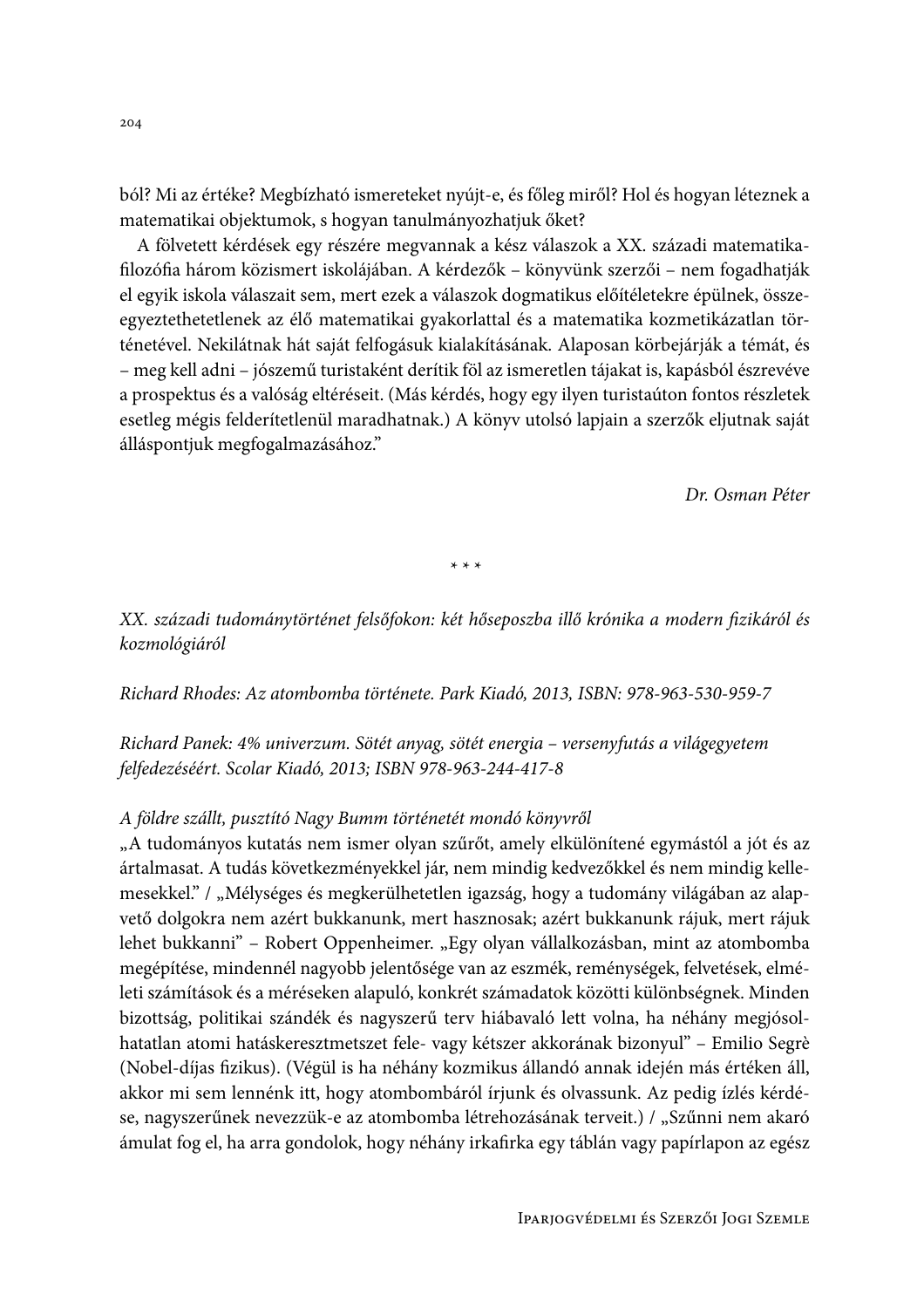ból? Mi az értéke? Megbízható ismereteket nyújt-e, és főleg miről? Hol és hogyan léteznek a matematikai objektumok, s hogyan tanulmányozhatjuk őket?

A fölvetett kérdések egy részére megvannak a kész válaszok a XX. századi matematikafilozófia három közismert iskolájában. A kérdezők – könyvünk szerzői – nem fogadhatják el egyik iskola válaszait sem, mert ezek a válaszok dogmatikus előítéletekre épülnek, összeegyeztethetetlenek az élő matematikai gyakorlattal és a matematika kozmetikázatlan történetével. Nekilátnak hát saját felfogásuk kialakításának. Alaposan körbejárják a témát, és – meg kell adni – jószemű turistaként derítik föl az ismeretlen tájakat is, kapásból észrevéve a prospektus és a valóság eltéréseit. (Más kérdés, hogy egy ilyen turistaúton fontos részletek esetleg mégis felderítetlenül maradhatnak.) A könyv utolsó lapjain a szerzők eljutnak saját álláspontjuk megfogalmazásához."

*Dr. Osman Péter*

\* \* \*

*XX. századi tudománytörténet felsőfokon: két hőseposzba illő krónika a modern fizikáról és kozmológiáról*

*Richard Rhodes: Az atombomba története. Park Kiadó, 2013, ISBN: 978-963-530-959-7*

*Richard Panek: 4% univerzum. Sötét anyag, sötét energia – versenyfutás a világegyetem felfedezéséért. Scolar Kiadó, 2013; ISBN 978-963-244-417-8*

*A földre szállt, pusztító Nagy Bumm történetét mondó könyvről*

„A tudományos kutatás nem ismer olyan szűrőt, amely elkülönítené egymástól a jót és az ártalmasat. A tudás következményekkel jár, nem mindig kedvezőkkel és nem mindig kellemesekkel." / „Mélységes és megkerülhetetlen igazság, hogy a tudomány világában az alapvető dolgokra nem azért bukkanunk, mert hasznosak; azért bukkanunk rájuk, mert rájuk lehet bukkanni" – Robert Oppenheimer. „Egy olyan vállalkozásban, mint az atombomba megépítése, mindennél nagyobb jelentősége van az eszmék, reménységek, felvetések, elméleti számítások és a méréseken alapuló, konkrét számadatok közötti különbségnek. Minden bizottság, politikai szándék és nagyszerű terv hiábavaló lett volna, ha néhány megjósolhatatlan atomi hatáskeresztmetszet fele- vagy kétszer akkorának bizonyul" – Emilio Segrè (Nobel-díjas fizikus). (Végül is ha néhány kozmikus állandó annak idején más értéken áll, akkor mi sem lennénk itt, hogy atombombáról írjunk és olvassunk. Az pedig ízlés kérdése, nagyszerűnek nevezzük-e az atombomba létrehozásának terveit.) / „Szűnni nem akaró ámulat fog el, ha arra gondolok, hogy néhány irkafirka egy táblán vagy papírlapon az egész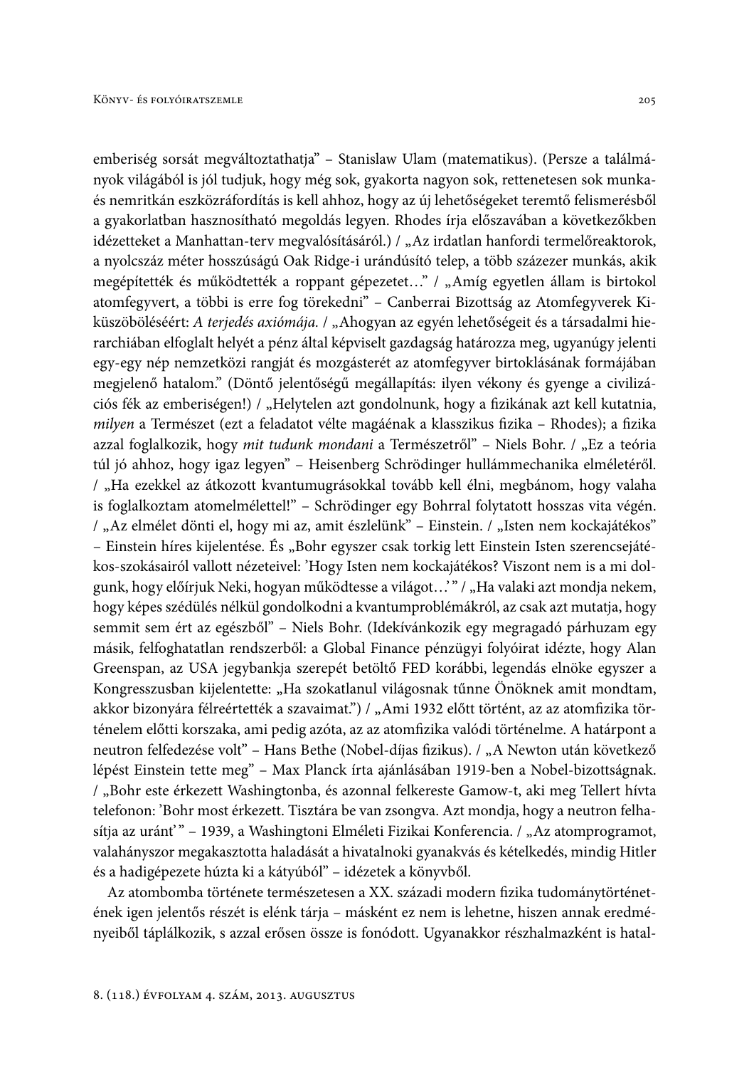emberiség sorsát megváltoztathatja" – Stanislaw Ulam (matematikus). (Persze a találmányok világából is jól tudjuk, hogy még sok, gyakorta nagyon sok, rettenetesen sok munka- és nemritkán eszközráfordítás is kell ahhoz, hogy az új lehetőségeket teremtő felismerésből a gyakorlatban hasznosítható megoldás legyen. Rhodes írja előszavában a következőkben idézetteket a Manhattan-terv megvalósításáról.) / „Az irdatlan hanfordi termelőreaktorok, a nyolcszáz méter hosszúságú Oak Ridge-i urándúsító telep, a több százezer munkás, akik megépítették és működtették a roppant gépezetet…" / „Amíg egyetlen állam is birtokol atomfegyvert, a többi is erre fog törekedni" – Canberrai Bizottság az Atomfegyverek Kiküszöböléséért: *A terjedés axiómája.* / „Ahogyan az egyén lehetőségeit és a társadalmi hierarchiában elfoglalt helyét a pénz által képviselt gazdagság határozza meg, ugyanúgy jelenti egy-egy nép nemzetközi rangját és mozgásterét az atomfegyver birtoklásának formájában megjelenő hatalom." (Döntő jelentőségű megállapítás: ilyen vékony és gyenge a civilizációs fék az emberiségen!) / „Helytelen azt gondolnunk, hogy a fizikának azt kell kutatnia, *milyen* a Természet (ezt a feladatot vélte magáénak a klasszikus fizika – Rhodes); a fizika azzal foglalkozik, hogy *mit tudunk mondani* a Természetről" – Niels Bohr. / „Ez a teória túl jó ahhoz, hogy igaz legyen" – Heisenberg Schrödinger hullámmechanika elméletéről. / „Ha ezekkel az átkozott kvantumugrásokkal tovább kell élni, megbánom, hogy valaha is foglalkoztam atomelmélettel!" – Schrödinger egy Bohrral folytatott hosszas vita végén. / „Az elmélet dönti el, hogy mi az, amit észlelünk" – Einstein. / „Isten nem kockajátékos" – Einstein híres kijelentése. És „Bohr egyszer csak torkig lett Einstein Isten szerencsejátékos-szokásairól vallott nézeteivel: 'Hogy Isten nem kockajátékos? Viszont nem is a mi dolgunk, hogy előírjuk Neki, hogyan működtesse a világot…' " / „Ha valaki azt mondja nekem, hogy képes szédülés nélkül gondolkodni a kvantumproblémákról, az csak azt mutatja, hogy semmit sem ért az egészből" – Niels Bohr. (Idekívánkozik egy megragadó párhuzam egy másik, felfoghatatlan rendszerből: a Global Finance pénzügyi folyóirat idézte, hogy Alan Greenspan, az USA jegybankja szerepét betöltő FED korábbi, legendás elnöke egyszer a Kongresszusban kijelentette: „Ha szokatlanul világosnak tűnne Önöknek amit mondtam, akkor bizonyára félreértették a szavaimat.") / „Ami 1932 előtt történt, az az atomfizika történelem előtti korszaka, ami pedig azóta, az az atomfizika valódi történelme. A határpont a neutron felfedezése volt" – Hans Bethe (Nobel-díjas fizikus). / „A Newton után következő lépést Einstein tette meg" – Max Planck írta ajánlásában 1919-ben a Nobel-bizottságnak. / „Bohr este érkezett Washingtonba, és azonnal felkereste Gamow-t, aki meg Tellert hívta telefonon: 'Bohr most érkezett. Tisztára be van zsongva. Azt mondja, hogy a neutron felhasítja az uránt' " – 1939, a Washingtoni Elméleti Fizikai Konferencia. / „Az atomprogramot, valahányszor megakasztotta haladását a hivatalnoki gyanakvás és kételkedés, mindig Hitler és a hadigépezete húzta ki a kátyúból" – idézetek a könyvből.

Az atombomba története természetesen a XX. századi modern fizika tudománytörténetének igen jelentős részét is elénk tárja – másként ez nem is lehetne, hiszen annak eredményeiből táplálkozik, s azzal erősen össze is fonódott. Ugyanakkor részhalmazként is hatal-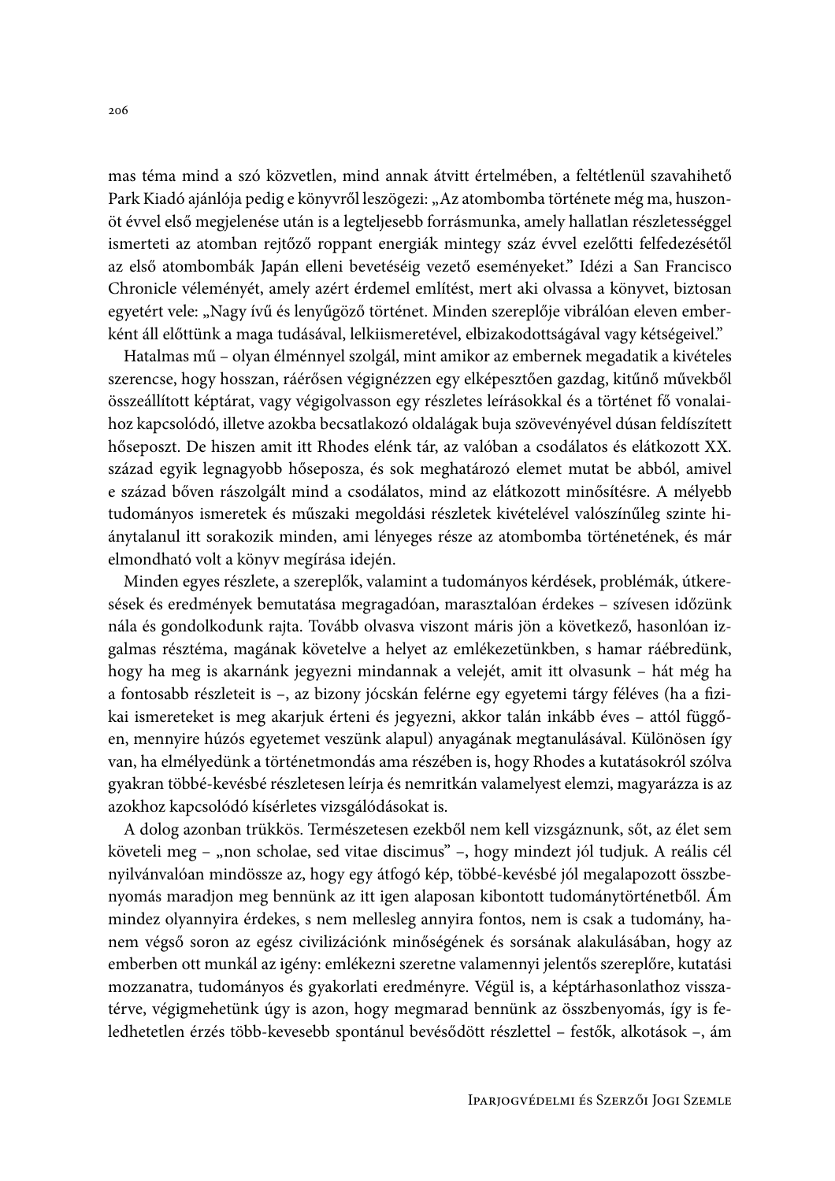mas téma mind a szó közvetlen, mind annak átvitt értelmében, a feltétlenül szavahihető Park Kiadó ajánlója pedig e könyvről leszögezi: „Az atombomba története még ma, huszonöt évvel első megjelenése után is a legteljesebb forrásmunka, amely hallatlan részletességgel ismerteti az atomban rejtőző roppant energiák mintegy száz évvel ezelőtti felfedezésétől az első atombombák Japán elleni bevetéséig vezető eseményeket." Idézi a San Francisco Chronicle véleményét, amely azért érdemel említést, mert aki olvassa a könyvet, biztosan egyetért vele: „Nagy ívű és lenyűgöző történet. Minden szereplője vibrálóan eleven emberként áll előttünk a maga tudásával, lelkiismeretével, elbizakodottságával vagy kétségeivel."

Hatalmas mű – olyan élménnyel szolgál, mint amikor az embernek megadatik a kivételes szerencse, hogy hosszan, ráérősen végignézzen egy elképesztően gazdag, kitűnő művekből összeállított képtárat, vagy végigolvasson egy részletes leírásokkal és a történet fő vonalaihoz kapcsolódó, illetve azokba becsatlakozó oldalágak buja szövevényével dúsan feldíszített hőseposzt. De hiszen amit itt Rhodes elénk tár, az valóban a csodálatos és elátkozott XX. század egyik legnagyobb hőseposza, és sok meghatározó elemet mutat be abból, amivel e század bőven rászolgált mind a csodálatos, mind az elátkozott minősítésre. A mélyebb tudományos ismeretek és műszaki megoldási részletek kivételével valószínűleg szinte hiánytalanul itt sorakozik minden, ami lényeges része az atombomba történetének, és már elmondható volt a könyv megírása idején.

Minden egyes részlete, a szereplők, valamint a tudományos kérdések, problémák, útkeresések és eredmények bemutatása megragadóan, marasztalóan érdekes – szívesen időzünk nála és gondolkodunk rajta. Tovább olvasva viszont máris jön a következő, hasonlóan izgalmas résztéma, magának követelve a helyet az emlékezetünkben, s hamar ráébredünk, hogy ha meg is akarnánk jegyezni mindannak a velejét, amit itt olvasunk – hát még ha a fontosabb részleteit is –, az bizony jócskán felérne egy egyetemi tárgy féléves (ha a fizikai ismereteket is meg akarjuk érteni és jegyezni, akkor talán inkább éves – attól függően, mennyire húzós egyetemet veszünk alapul) anyagának megtanulásával. Különösen így van, ha elmélyedünk a történetmondás ama részében is, hogy Rhodes a kutatásokról szólva gyakran többé-kevésbé részletesen leírja és nemritkán valamelyest elemzi, magyarázza is az azokhoz kapcsolódó kísérletes vizsgálódásokat is.

A dolog azonban trükkös. Természetesen ezekből nem kell vizsgáznunk, sőt, az élet sem követeli meg – „non scholae, sed vitae discimus" –, hogy mindezt jól tudjuk. A reális cél nyilvánvalóan mindössze az, hogy egy átfogó kép, többé-kevésbé jól megalapozott összbenyomás maradjon meg bennünk az itt igen alaposan kibontott tudománytörténetből. Ám mindez olyannyira érdekes, s nem mellesleg annyira fontos, nem is csak a tudomány, hanem végső soron az egész civilizációnk minőségének és sorsának alakulásában, hogy az emberben ott munkál az igény: emlékezni szeretne valamennyi jelentős szereplőre, kutatási mozzanatra, tudományos és gyakorlati eredményre. Végül is, a képtárhasonlathoz visszatérve, végigmehetünk úgy is azon, hogy megmarad bennünk az összbenyomás, így is feledhetetlen érzés több-kevesebb spontánul bevésődött részlettel – festők, alkotások –, ám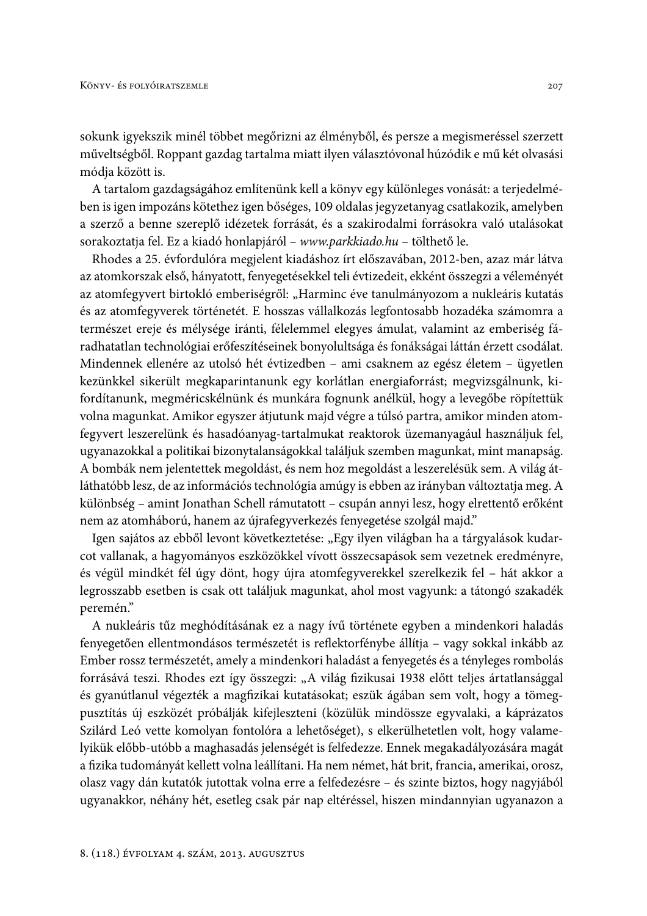sokunk igyekszik minél többet megőrizni az élményből, és persze a megismeréssel szerzett műveltségből. Roppant gazdag tartalma miatt ilyen választóvonal húzódik e mű két olvasási módja között is.

A tartalom gazdagságához említenünk kell a könyv egy különleges vonását: a terjedelmében is igen impozáns kötethez igen bőséges, 109 oldalas jegyzetanyag csatlakozik, amelyben a szerző a benne szereplő idézetek forrását, és a szakirodalmi forrásokra való utalásokat sorakoztatja fel. Ez a kiadó honlapjáról – *www.parkkiado.hu* – tölthető le.

Rhodes a 25. évfordulóra megjelent kiadáshoz írt előszavában, 2012-ben, azaz már látva az atomkorszak első, hányatott, fenyegetésekkel teli évtizedeit, ekként összegzi a véleményét az atomfegyvert birtokló emberiségről: „Harminc éve tanulmányozom a nukleáris kutatás és az atomfegyverek történetét. E hosszas vállalkozás legfontosabb hozadéka számomra a természet ereje és mélysége iránti, félelemmel elegyes ámulat, valamint az emberiség fáradhatatlan technológiai erőfeszítéseinek bonyolultsága és fonákságai láttán érzett csodálat. Mindennek ellenére az utolsó hét évtizedben – ami csaknem az egész életem – ügyetlen kezünkkel sikerült megkaparintanunk egy korlátlan energiaforrást; megvizsgálnunk, kifordítanunk, megméricskélnünk és munkára fognunk anélkül, hogy a levegőbe röpítettük volna magunkat. Amikor egyszer átjutunk majd végre a túlsó partra, amikor minden atomfegyvert leszerelünk és hasadóanyag-tartalmukat reaktorok üzemanyagául használjuk fel, ugyanazokkal a politikai bizonytalanságokkal találjuk szemben magunkat, mint manapság. A bombák nem jelentettek megoldást, és nem hoz megoldást a leszerelésük sem. A világ átláthatóbb lesz, de az információs technológia amúgy is ebben az irányban változtatja meg. A különbség – amint Jonathan Schell rámutatott – csupán annyi lesz, hogy elrettentő erőként nem az atomháború, hanem az újrafegyverkezés fenyegetése szolgál majd."

Igen sajátos az ebből levont következtetése: „Egy ilyen világban ha a tárgyalások kudarcot vallanak, a hagyományos eszközökkel vívott összecsapások sem vezetnek eredményre, és végül mindkét fél úgy dönt, hogy újra atomfegyverekkel szerelkezik fel – hát akkor a legrosszabb esetben is csak ott találjuk magunkat, ahol most vagyunk: a tátongó szakadék peremén."

A nukleáris tűz meghódításának ez a nagy ívű története egyben a mindenkori haladás fenyegetően ellentmondásos természetét is reflektorfénybe állítja – vagy sokkal inkább az Ember rossz természetét, amely a mindenkori haladást a fenyegetés és a tényleges rombolás forrásává teszi. Rhodes ezt így összegzi: „A világ fizikusai 1938 előtt teljes ártatlansággal és gyanútlanul végezték a magfizikai kutatásokat; eszük ágában sem volt, hogy a tömegpusztítás új eszközét próbálják kifejleszteni (közülük mindössze egyvalaki, a káprázatos Szilárd Leó vette komolyan fontolóra a lehetőséget), s elkerülhetetlen volt, hogy valamelyikük előbb-utóbb a maghasadás jelenségét is felfedezze. Ennek megakadályozására magát a fizika tudományát kellett volna leállítani. Ha nem német, hát brit, francia, amerikai, orosz, olasz vagy dán kutatók jutottak volna erre a felfedezésre – és szinte biztos, hogy nagyjából ugyanakkor, néhány hét, esetleg csak pár nap eltéréssel, hiszen mindannyian ugyanazon a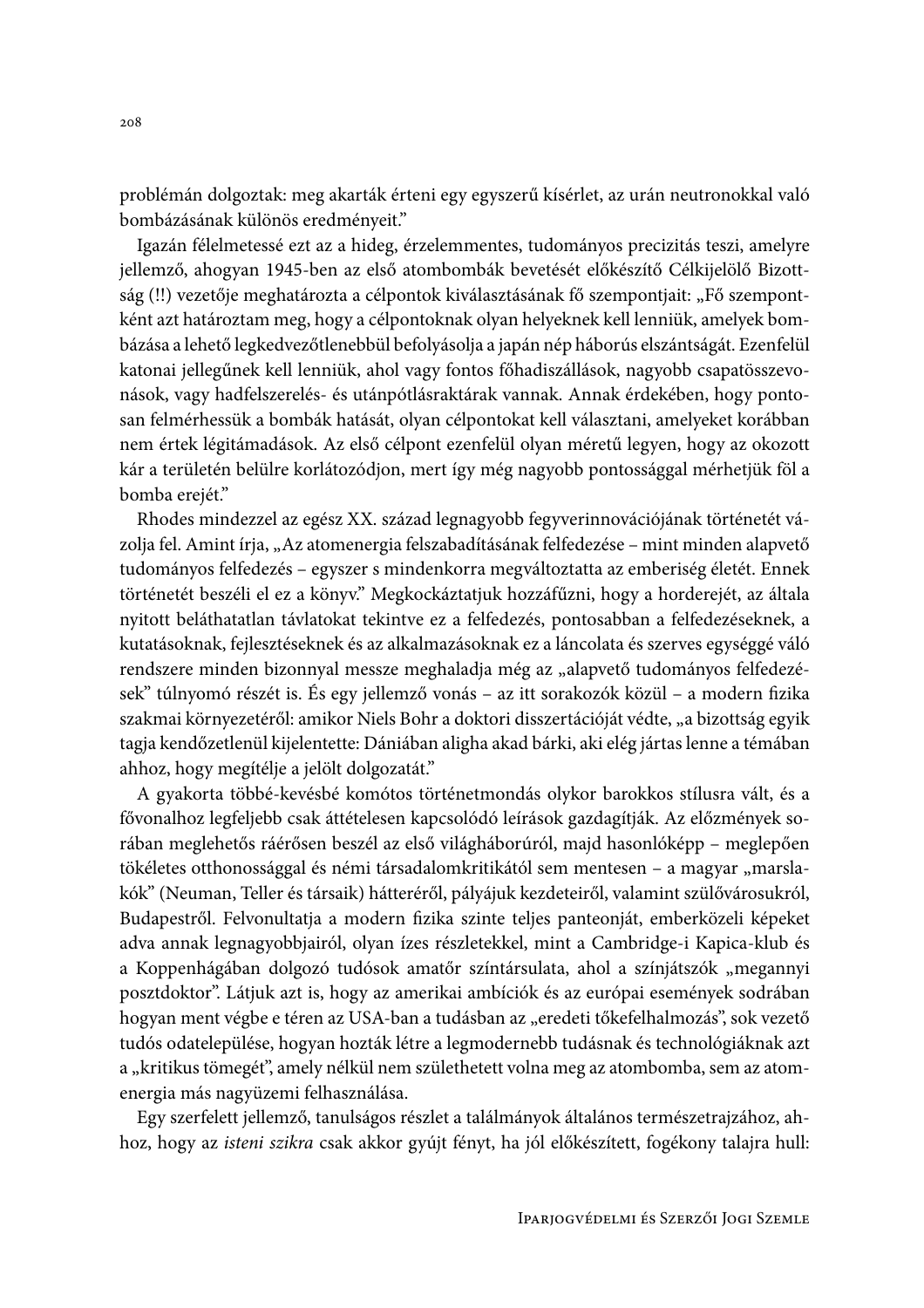problémán dolgoztak: meg akarták érteni egy egyszerű kísérlet, az urán neutronokkal való bombázásának különös eredményeit."

Igazán félelmetessé ezt az a hideg, érzelemmentes, tudományos precizitás teszi, amelyre jellemző, ahogyan 1945-ben az első atombombák bevetését előkészítő Célkijelölő Bizottság (!!) vezetője meghatározta a célpontok kiválasztásának fő szempontjait: „Fő szempontként azt határoztam meg, hogy a célpontoknak olyan helyeknek kell lenniük, amelyek bombázása a lehető legkedvezőtlenebbül befolyásolja a japán nép háborús elszántságát. Ezenfelül katonai jellegűnek kell lenniük, ahol vagy fontos főhadiszállások, nagyobb csapatösszevonások, vagy hadfelszerelés- és utánpótlásraktárak vannak. Annak érdekében, hogy pontosan felmérhessük a bombák hatását, olyan célpontokat kell választani, amelyeket korábban nem értek légitámadások. Az első célpont ezenfelül olyan méretű legyen, hogy az okozott kár a területén belülre korlátozódjon, mert így még nagyobb pontossággal mérhetjük föl a bomba erejét."

Rhodes mindezzel az egész XX. század legnagyobb fegyverinnovációjának történetét vázolja fel. Amint írja, „Az atomenergia felszabadításának felfedezése – mint minden alapvető tudományos felfedezés – egyszer s mindenkorra megváltoztatta az emberiség életét. Ennek történetét beszéli el ez a könyv." Megkockáztatjuk hozzáfűzni, hogy a horderejét, az általa nyitott beláthatatlan távlatokat tekintve ez a felfedezés, pontosabban a felfedezéseknek, a kutatásoknak, fejlesztéseknek és az alkalmazásoknak ez a láncolata és szerves egységgé váló rendszere minden bizonnyal messze meghaladja még az „alapvető tudományos felfedezések" túlnyomó részét is. És egy jellemző vonás – az itt sorakozók közül – a modern fizika szakmai környezetéről: amikor Niels Bohr a doktori disszertációját védte, „a bizottság egyik tagja kendőzetlenül kijelentette: Dániában aligha akad bárki, aki elég jártas lenne a témában ahhoz, hogy megítélje a jelölt dolgozatát."

A gyakorta többé-kevésbé komótos történetmondás olykor barokkos stílusra vált, és a fővonalhoz legfeljebb csak áttételesen kapcsolódó leírások gazdagítják. Az előzmények sorában meglehetős ráérősen beszél az első világháborúról, majd hasonlóképp – meglepően tökéletes otthonossággal és némi társadalomkritikától sem mentesen – a magyar „marslakók" (Neuman, Teller és társaik) hátteréről, pályájuk kezdeteiről, valamint szülővárosukról, Budapestről. Felvonultatja a modern fizika szinte teljes panteonját, emberközeli képeket adva annak legnagyobbjairól, olyan ízes részletekkel, mint a Cambridge-i Kapica-klub és a Koppenhágában dolgozó tudósok amatőr színtársulata, ahol a színjátszók „megannyi posztdoktor". Látjuk azt is, hogy az amerikai ambíciók és az európai események sodrában hogyan ment végbe e téren az USA-ban a tudásban az „eredeti tőkefelhalmozás", sok vezető tudós odatelepülése, hogyan hozták létre a legmodernebb tudásnak és technológiáknak azt a „kritikus tömegét", amely nélkül nem születhetett volna meg az atombomba, sem az atomenergia más nagyüzemi felhasználása.

Egy szerfelett jellemző, tanulságos részlet a találmányok általános természetrajzához, ahhoz, hogy az *isteni szikra* csak akkor gyújt fényt, ha jól előkészített, fogékony talajra hull: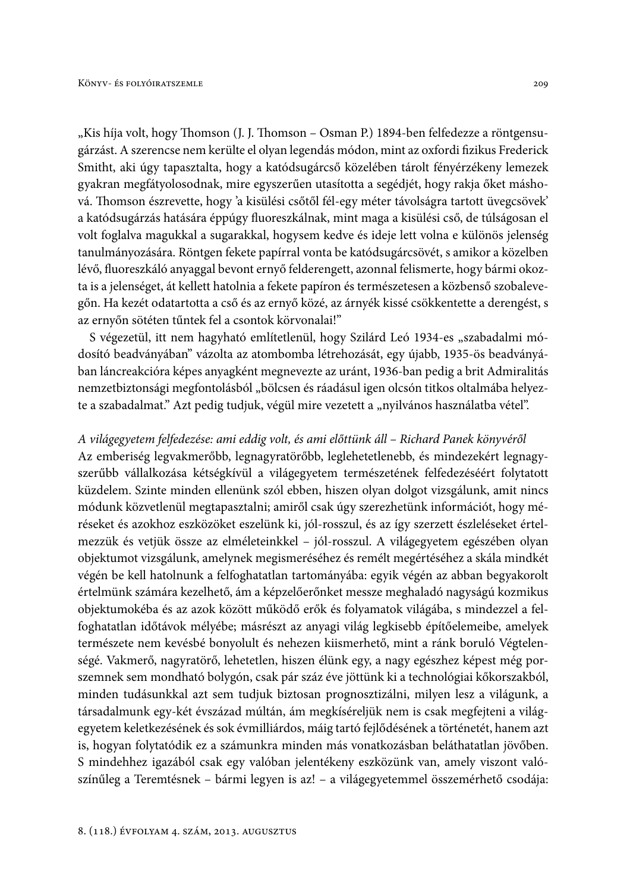„Kis híja volt, hogy Thomson (J. J. Thomson – Osman P.) 1894-ben felfedezze a röntgensugárzást. A szerencse nem kerülte el olyan legendás módon, mint az oxfordi fizikus Frederick Smitht, aki úgy tapasztalta, hogy a katódsugárcső közelében tárolt fényérzékeny lemezek gyakran megfátyolosodnak, mire egyszerűen utasította a segédjét, hogy rakja őket máshová. Thomson észrevette, hogy 'a kisülési csőtől fél-egy méter távolságra tartott üvegcsövek' a katódsugárzás hatására éppúgy fluoreszkálnak, mint maga a kisülési cső, de túlságosan el volt foglalva magukkal a sugarakkal, hogysem kedve és ideje lett volna e különös jelenség tanulmányozására. Röntgen fekete papírral vonta be katódsugárcsövét, s amikor a közelben lévő, fluoreszkáló anyaggal bevont ernyő felderengett, azonnal felismerte, hogy bármi okozta is a jelenséget, át kellett hatolnia a fekete papíron és természetesen a közbenső szobalevegőn. Ha kezét odatartotta a cső és az ernyő közé, az árnyék kissé csökkentette a derengést, s az ernyőn sötéten tűntek fel a csontok körvonalai!"

S végezetül, itt nem hagyható említetlenül, hogy Szilárd Leó 1934-es „szabadalmi módosító beadványában" vázolta az atombomba létrehozását, egy újabb, 1935-ös beadványában láncreakcióra képes anyagként megnevezte az uránt, 1936-ban pedig a brit Admiralitás nemzetbiztonsági megfontolásból „bölcsen és ráadásul igen olcsón titkos oltalmába helyezte a szabadalmat." Azt pedig tudjuk, végül mire vezetett a „nyilvános használatba vétel".

*A világegyetem felfedezése: ami eddig volt, és ami előttünk áll – Richard Panek könyvéről*

Az emberiség legvakmerőbb, legnagyratörőbb, leglehetetlenebb, és mindezekért legnagyszerűbb vállalkozása kétségkívül a világegyetem természetének felfedezéséért folytatott küzdelem. Szinte minden ellenünk szól ebben, hiszen olyan dolgot vizsgálunk, amit nincs módunk közvetlenül megtapasztalni; amiről csak úgy szerezhetünk információt, hogy méréseket és azokhoz eszközöket eszelünk ki, jól-rosszul, és az így szerzett észleléseket értelmezzük és vetjük össze az elméleteinkkel – jól-rosszul. A világegyetem egészében olyan objektumot vizsgálunk, amelynek megismeréséhez és remélt megértéséhez a skála mindkét végén be kell hatolnunk a felfoghatatlan tartományába: egyik végén az abban begyakorolt értelmünk számára kezelhető, ám a képzelőerőnket messze meghaladó nagyságú kozmikus objektumokéba és az azok között működő erők és folyamatok világába, s mindezzel a felfoghatatlan időtávok mélyébe; másrészt az anyagi világ legkisebb építőelemeibe, amelyek természete nem kevésbé bonyolult és nehezen kiismerhető, mint a ránk boruló Végtelenségé. Vakmerő, nagyratörő, lehetetlen, hiszen élünk egy, a nagy egészhez képest még porszemnek sem mondható bolygón, csak pár száz éve jöttünk ki a technológiai kőkorszakból, minden tudásunkkal azt sem tudjuk biztosan prognosztizálni, milyen lesz a világunk, a társadalmunk egy-két évszázad múltán, ám megkíséreljük nem is csak megfejteni a világegyetem keletkezésének és sok évmilliárdos, máig tartó fejlődésének a történetét, hanem azt is, hogyan folytatódik ez a számunkra minden más vonatkozásban beláthatatlan jövőben. S mindehhez igazából csak egy valóban jelentékeny eszközünk van, amely viszont valószínűleg a Teremtésnek – bármi legyen is az! – a világegyetemmel összemérhető csodája: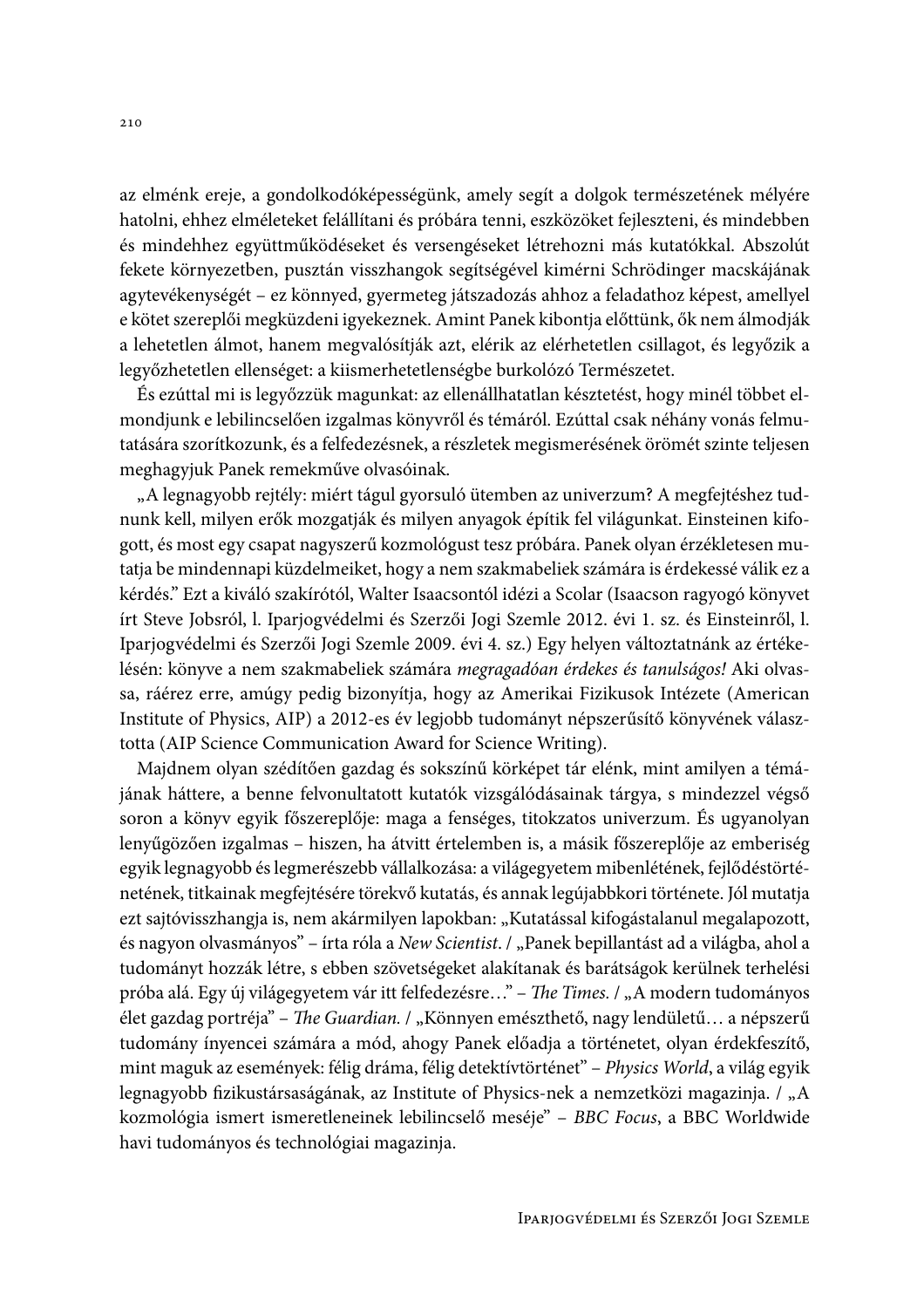az elménk ereje, a gondolkodóképességünk, amely segít a dolgok természetének mélyére hatolni, ehhez elméleteket felállítani és próbára tenni, eszközöket fejleszteni, és mindebben és mindehhez együttműködéseket és versengéseket létrehozni más kutatókkal. Abszolút fekete környezetben, pusztán visszhangok segítségével kimérni Schrödinger macskájának agytevékenységét – ez könnyed, gyermeteg játszadozás ahhoz a feladathoz képest, amellyel e kötet szereplői megküzdeni igyekeznek. Amint Panek kibontja előttünk, ők nem álmodják a lehetetlen álmot, hanem megvalósítják azt, elérik az elérhetetlen csillagot, és legyőzik a legyőzhetetlen ellenséget: a kiismerhetetlenségbe burkolózó Természetet.

És ezúttal mi is legyőzzük magunkat: az ellenállhatatlan késztetést, hogy minél többet elmondjunk e lebilincselően izgalmas könyvről és témáról. Ezúttal csak néhány vonás felmutatására szorítkozunk, és a felfedezésnek, a részletek megismerésének örömét szinte teljesen meghagyjuk Panek remekműve olvasóinak.

„A legnagyobb rejtély: miért tágul gyorsuló ütemben az univerzum? A megfejtéshez tudnunk kell, milyen erők mozgatják és milyen anyagok építik fel világunkat. Einsteinen kifogott, és most egy csapat nagyszerű kozmológust tesz próbára. Panek olyan érzékletesen mutatja be mindennapi küzdelmeiket, hogy a nem szakmabeliek számára is érdekessé válik ez a kérdés." Ezt a kiváló szakírótól, Walter Isaacsontól idézi a Scolar (Isaacson ragyogó könyvet írt Steve Jobsról, l. Iparjogvédelmi és Szerzői Jogi Szemle 2012. évi 1. sz. és Einsteinről, l. Iparjogvédelmi és Szerzői Jogi Szemle 2009. évi 4. sz.) Egy helyen változtatnánk az értékelésén: könyve a nem szakmabeliek számára *megragadóan érdekes és tanulságos!* Aki olvassa, ráérez erre, amúgy pedig bizonyítja, hogy az Amerikai Fizikusok Intézete (American Institute of Physics, AIP) a 2012-es év legjobb tudományt népszerűsítő könyvének választotta (AIP Science Communication Award for Science Writing).

Majdnem olyan szédítően gazdag és sokszínű körképet tár elénk, mint amilyen a témájának háttere, a benne felvonultatott kutatók vizsgálódásainak tárgya, s mindezzel végső soron a könyv egyik főszereplője: maga a fenséges, titokzatos univerzum. És ugyanolyan lenyűgözően izgalmas – hiszen, ha átvitt értelemben is, a másik főszereplője az emberiség egyik legnagyobb és legmerészebb vállalkozása: a világegyetem mibenlétének, fejlődéstörténetének, titkainak megfejtésére törekvő kutatás, és annak legújabbkori története. Jól mutatja ezt sajtóvisszhangja is, nem akármilyen lapokban: „Kutatással kifogástalanul megalapozott, és nagyon olvasmányos" – írta róla a *New Scientist*. / „Panek bepillantást ad a világba, ahol a tudományt hozzák létre, s ebben szövetségeket alakítanak és barátságok kerülnek terhelési próba alá. Egy új világegyetem vár itt felfedezésre…" – *The Times*. / „A modern tudományos élet gazdag portréja" – *The Guardian*. / „Könnyen emészthető, nagy lendületű… a népszerű tudomány ínyencei számára a mód, ahogy Panek előadja a történetet, olyan érdekfeszítő, mint maguk az események: félig dráma, félig detektívtörténet" – *Physics World*, a világ egyik legnagyobb fizikustársaságának, az Institute of Physics-nek a nemzetközi magazinja. / „A kozmológia ismert ismeretleneinek lebilincselő meséje" – *BBC Focus*, a BBC Worldwide havi tudományos és technológiai magazinja.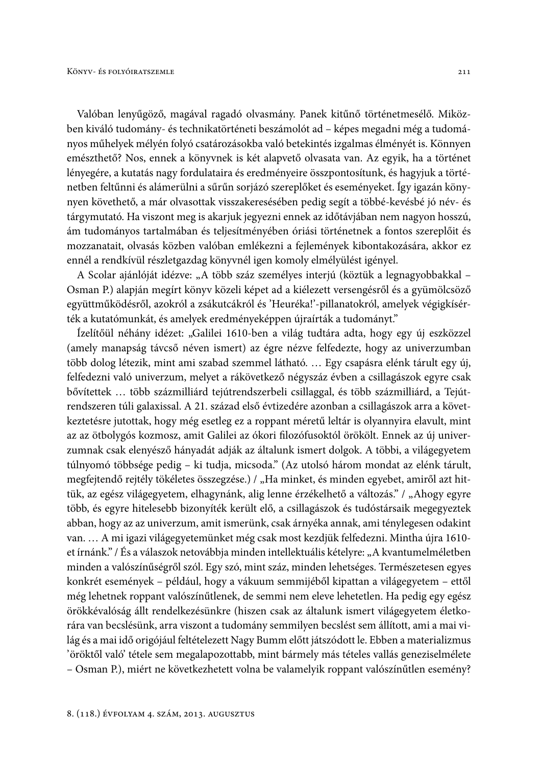Valóban lenyűgöző, magával ragadó olvasmány. Panek kitűnő történetmesélő. Miközben kiváló tudomány- és technikatörténeti beszámolót ad – képes megadni még a tudományos műhelyek mélyén folyó csatározásokba való betekintés izgalmas élményét is. Könnyen emészthető? Nos, ennek a könyvnek is két alapvető olvasata van. Az egyik, ha a történet lényegére, a kutatás nagy fordulataira és eredményeire összpontosítunk, és hagyjuk a történetben feltűnni és alámerülni a sűrűn sorjázó szereplőket és eseményeket. Így igazán könnyen követhető, a már olvasottak visszakeresésében pedig segít a többé-kevésbé jó név- és tárgymutató. Ha viszont meg is akarjuk jegyezni ennek az időtávjában nem nagyon hosszú, ám tudományos tartalmában és teljesítményében óriási történetnek a fontos szereplőit és mozzanatait, olvasás közben valóban emlékezni a fejlemények kibontakozására, akkor ez ennél a rendkívül részletgazdag könyvnél igen komoly elmélyülést igényel.

A Scolar ajánlóját idézve: „A több száz személyes interjú (köztük a legnagyobbakkal – Osman P.) alapján megírt könyv közeli képet ad a kiélezett versengésről és a gyümölcsöző együttműködésről, azokról a zsákutcákról és 'Heuréka!'-pillanatokról, amelyek végigkísérték a kutatómunkát, és amelyek eredményeképpen újraírták a tudományt."

Ízelítőül néhány idézet: „Galilei 1610-ben a világ tudtára adta, hogy egy új eszközzel (amely manapság távcső néven ismert) az égre nézve felfedezte, hogy az univerzumban több dolog létezik, mint ami szabad szemmel látható. … Egy csapásra elénk tárult egy új, felfedezni való univerzum, melyet a rákövetkező négyszáz évben a csillagászok egyre csak bővítettek … több százmilliárd tejútrendszerbeli csillaggal, és több százmilliárd, a Tejútrendszeren túli galaxissal. A 21. század első évtizedére azonban a csillagászok arra a következtetésre jutottak, hogy még esetleg ez a roppant méretű leltár is olyannyira elavult, mint az az ötbolygós kozmosz, amit Galilei az ókori filozófusoktól örökölt. Ennek az új univerzumnak csak elenyésző hányadát adják az általunk ismert dolgok. A többi, a világegyetem túlnyomó többsége pedig – ki tudja, micsoda." (Az utolsó három mondat az elénk tárult, megfejtendő rejtély tökéletes összegzése.) / „Ha minket, és minden egyebet, amiről azt hittük, az egész világegyetem, elhagynánk, alig lenne érzékelhető a változás." / „Ahogy egyre több, és egyre hitelesebb bizonyíték került elő, a csillagászok és tudóstársaik megegyeztek abban, hogy az az univerzum, amit ismerünk, csak árnyéka annak, ami ténylegesen odakint van. … A mi igazi világegyetemünket még csak most kezdjük felfedezni. Mintha újra 1610-et írnánk." / És a válaszok netovábbja minden intellektuális kételyre: „A kvantumelméletben minden a valószínűségről szól. Egy szó, mint száz, minden lehetséges. Természetesen egyes konkrét események – például, hogy a vákuum semmijéből kipattan a világegyetem – ettől még lehetnek roppant valószínűtlenek, de semmi nem eleve lehetetlen. Ha pedig egy egész örökkévalóság állt rendelkezésünkre (hiszen csak az általunk ismert világegyetem életkorára van becslésünk, arra viszont a tudomány semmilyen becslést sem állított, ami a mai világ és a mai idő origójául feltételezett Nagy Bumm előtt játszódott le. Ebben a materializmus 'öröktől való' tétele sem megalapozottabb, mint bármely más tételes vallás geneziselmélete – Osman P.), miért ne következhetett volna be valamelyik roppant valószínűtlen esemény?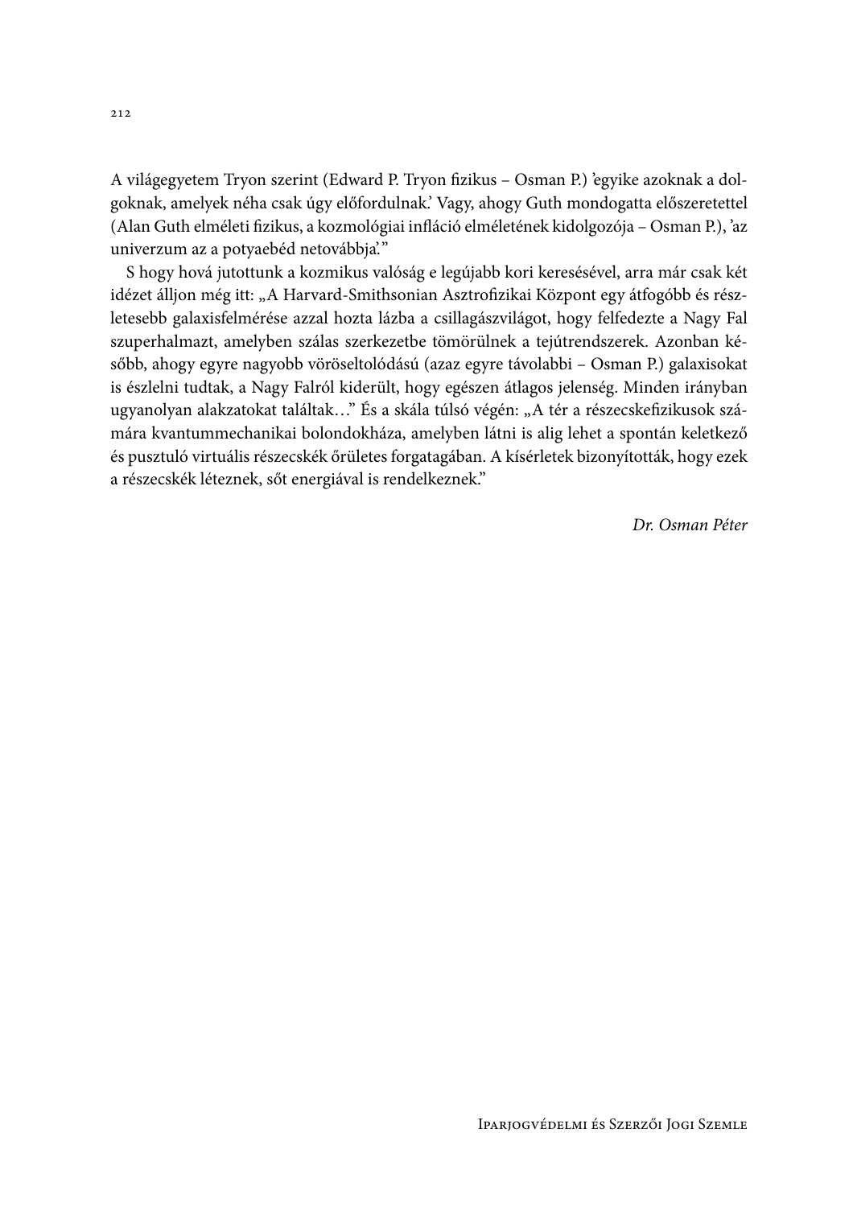A világegyetem Tryon szerint (Edward P. Tryon fizikus – Osman P.) 'egyike azoknak a dolgoknak, amelyek néha csak úgy előfordulnak.' Vagy, ahogy Guth mondogatta előszeretettel (Alan Guth elméleti fizikus, a kozmológiai infláció elméletének kidolgozója – Osman P.), 'az univerzum az a potyaebéd netovábbja'."

S hogy hová jutottunk a kozmikus valóság e legújabb kori keresésével, arra már csak két idézet álljon még itt: „A Harvard-Smithsonian Asztrofizikai Központ egy átfogóbb és részletesebb galaxisfelmérése azzal hozta lázba a csillagászvilágot, hogy felfedezte a Nagy Fal szuperhalmazt, amelyben szálas szerkezetbe tömörülnek a tejútrendszerek. Azonban később, ahogy egyre nagyobb vöröseltolódású (azaz egyre távolabbi – Osman P.) galaxisokat is észlelni tudtak, a Nagy Falról kiderült, hogy egészen átlagos jelenség. Minden irányban ugyanolyan alakzatokat találtak…" És a skála túlsó végén: „A tér a részecskefizikusok számára kvantummechanikai bolondokháza, amelyben látni is alig lehet a spontán keletkező és pusztuló virtuális részecskék őrületes forgatagában. A kísérletek bizonyították, hogy ezek a részecskék léteznek, sőt energiával is rendelkeznek."

*Dr. Osman Péter*